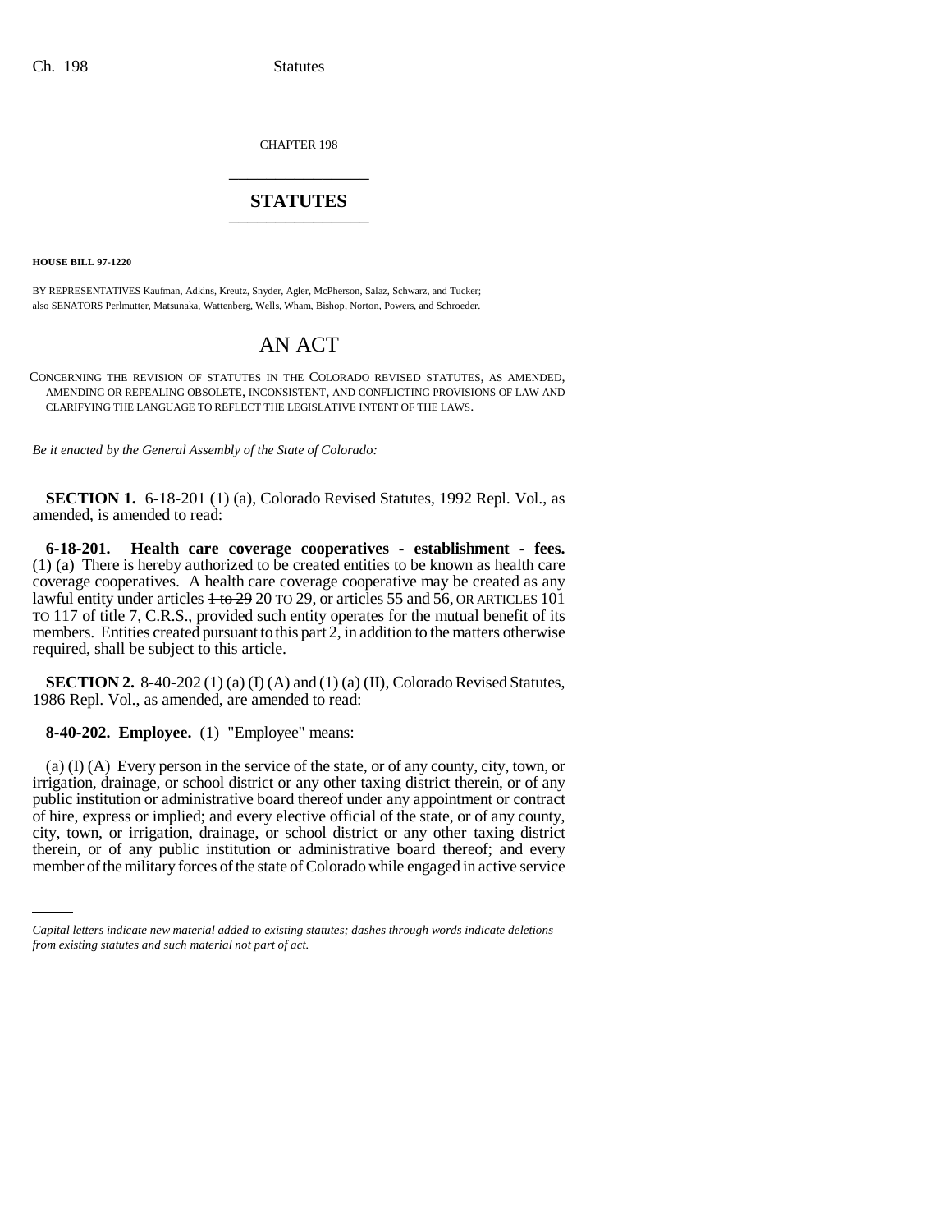CHAPTER 198

## STATUTES

**HOUSE BILL 97-1220**

BY REPRESENTATIVES Kaufman, Adkins, Kreutz, Snyder, Agler, McPherson, Salaz, Schwarz, and Tucker;
also SENATORS Perlmutter, Matsunaka, Wattenberg, Wells, Wham, Bishop, Norton, Powers, and Schroeder.

# AN ACT

CONCERNING THE REVISION OF STATUTES IN THE COLORADO REVISED STATUTES, AS AMENDED, AMENDING OR REPEALING OBSOLETE, INCONSISTENT, AND CONFLICTING PROVISIONS OF LAW AND CLARIFYING THE LANGUAGE TO REFLECT THE LEGISLATIVE INTENT OF THE LAWS.

*Be it enacted by the General Assembly of the State of Colorado:*

**SECTION 1.** 6-18-201 (1) (a), Colorado Revised Statutes, 1992 Repl. Vol., as amended, is amended to read:

**6-18-201. Health care coverage cooperatives - establishment - fees.** (1) (a) There is hereby authorized to be created entities to be known as health care coverage cooperatives. A health care coverage cooperative may be created as any lawful entity under articles ~~1 to 29~~ 20 TO 29, or articles 55 and 56, OR ARTICLES 101 TO 117 of title 7, C.R.S., provided such entity operates for the mutual benefit of its members. Entities created pursuant to this part 2, in addition to the matters otherwise required, shall be subject to this article.

**SECTION 2.** 8-40-202 (1) (a) (I) (A) and (1) (a) (II), Colorado Revised Statutes, 1986 Repl. Vol., as amended, are amended to read:

**8-40-202. Employee.** (1) "Employee" means:

(a) (I) (A) Every person in the service of the state, or of any county, city, town, or irrigation, drainage, or school district or any other taxing district therein, or of any public institution or administrative board thereof under any appointment or contract of hire, express or implied; and every elective official of the state, or of any county, city, town, or irrigation, drainage, or school district or any other taxing district therein, or of any public institution or administrative board thereof; and every member of the military forces of the state of Colorado while engaged in active service

*Capital letters indicate new material added to existing statutes; dashes through words indicate deletions from existing statutes and such material not part of act.*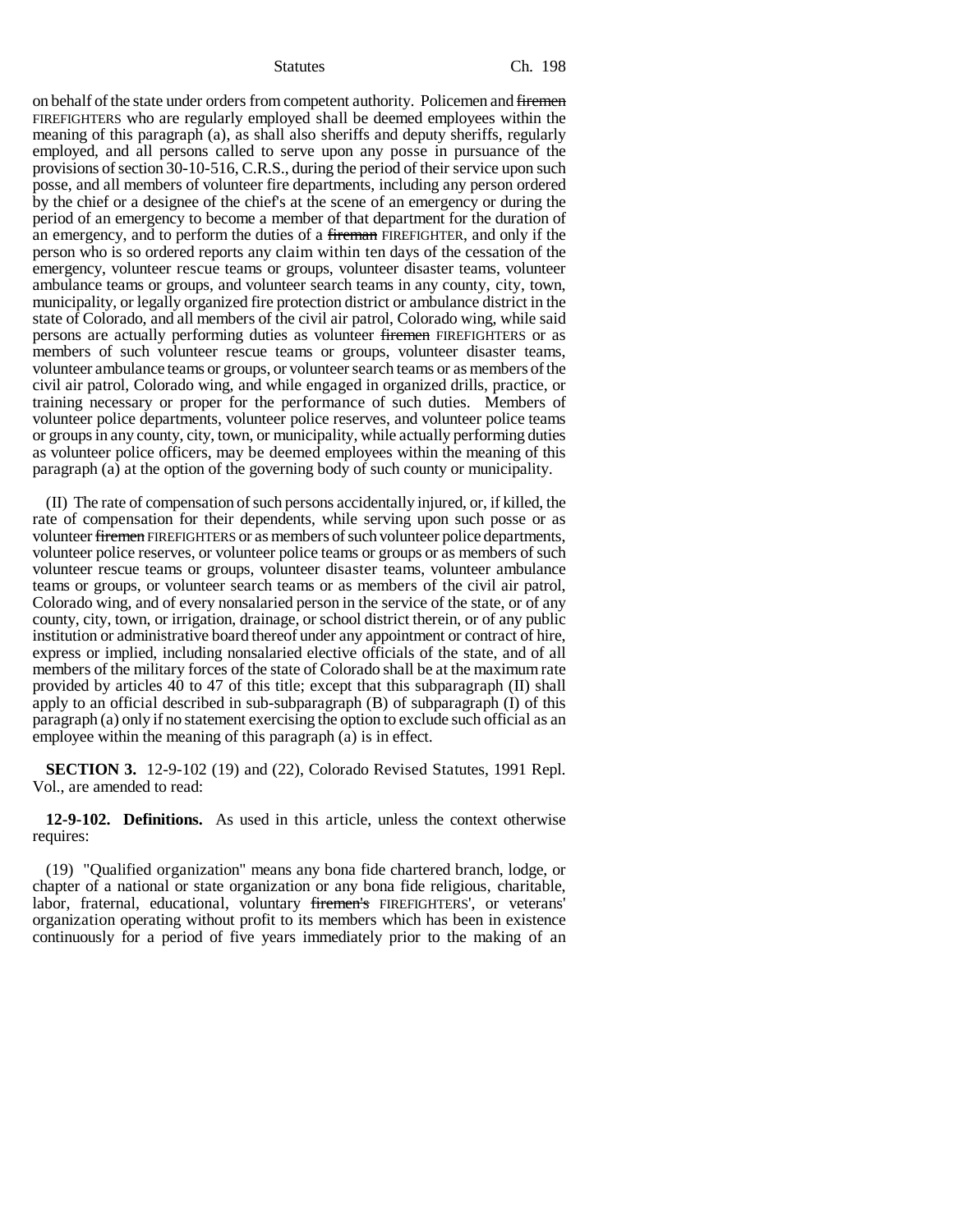on behalf of the state under orders from competent authority. Policemen and ~~firemen~~ FIREFIGHTERS who are regularly employed shall be deemed employees within the meaning of this paragraph (a), as shall also sheriffs and deputy sheriffs, regularly employed, and all persons called to serve upon any posse in pursuance of the provisions of section 30-10-516, C.R.S., during the period of their service upon such posse, and all members of volunteer fire departments, including any person ordered by the chief or a designee of the chief's at the scene of an emergency or during the period of an emergency to become a member of that department for the duration of an emergency, and to perform the duties of a ~~fireman~~ FIREFIGHTER, and only if the person who is so ordered reports any claim within ten days of the cessation of the emergency, volunteer rescue teams or groups, volunteer disaster teams, volunteer ambulance teams or groups, and volunteer search teams in any county, city, town, municipality, or legally organized fire protection district or ambulance district in the state of Colorado, and all members of the civil air patrol, Colorado wing, while said persons are actually performing duties as volunteer ~~firemen~~ FIREFIGHTERS or as members of such volunteer rescue teams or groups, volunteer disaster teams, volunteer ambulance teams or groups, or volunteer search teams or as members of the civil air patrol, Colorado wing, and while engaged in organized drills, practice, or training necessary or proper for the performance of such duties. Members of volunteer police departments, volunteer police reserves, and volunteer police teams or groups in any county, city, town, or municipality, while actually performing duties as volunteer police officers, may be deemed employees within the meaning of this paragraph (a) at the option of the governing body of such county or municipality.

(II) The rate of compensation of such persons accidentally injured, or, if killed, the rate of compensation for their dependents, while serving upon such posse or as volunteer ~~firemen~~ FIREFIGHTERS or as members of such volunteer police departments, volunteer police reserves, or volunteer police teams or groups or as members of such volunteer rescue teams or groups, volunteer disaster teams, volunteer ambulance teams or groups, or volunteer search teams or as members of the civil air patrol, Colorado wing, and of every nonsalaried person in the service of the state, or of any county, city, town, or irrigation, drainage, or school district therein, or of any public institution or administrative board thereof under any appointment or contract of hire, express or implied, including nonsalaried elective officials of the state, and of all members of the military forces of the state of Colorado shall be at the maximum rate provided by articles 40 to 47 of this title; except that this subparagraph (II) shall apply to an official described in sub-subparagraph (B) of subparagraph (I) of this paragraph (a) only if no statement exercising the option to exclude such official as an employee within the meaning of this paragraph (a) is in effect.

**SECTION 3.** 12-9-102 (19) and (22), Colorado Revised Statutes, 1991 Repl. Vol., are amended to read:

**12-9-102. Definitions.** As used in this article, unless the context otherwise requires:

(19) "Qualified organization" means any bona fide chartered branch, lodge, or chapter of a national or state organization or any bona fide religious, charitable, labor, fraternal, educational, voluntary ~~firemen's~~ FIREFIGHTERS', or veterans' organization operating without profit to its members which has been in existence continuously for a period of five years immediately prior to the making of an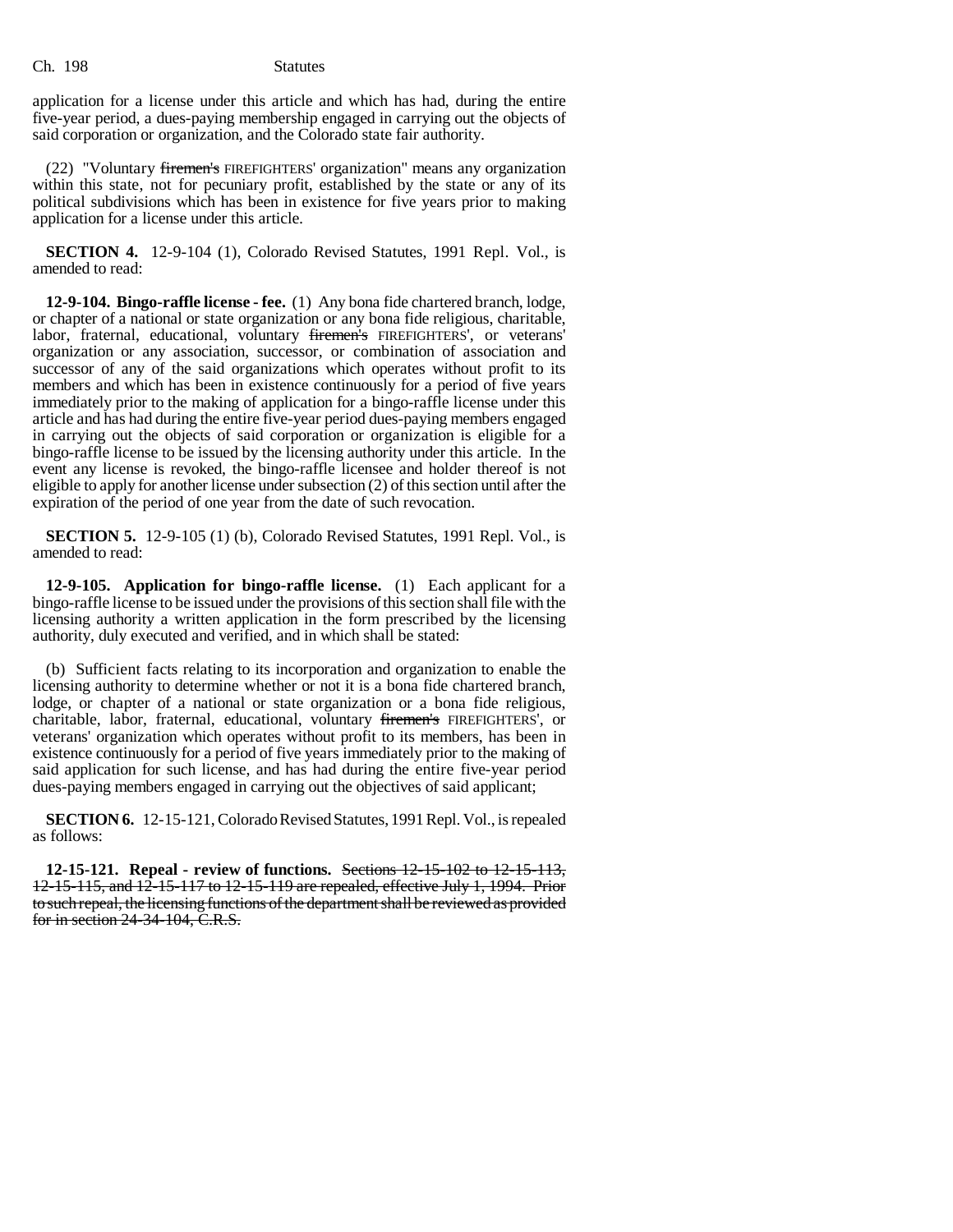application for a license under this article and which has had, during the entire five-year period, a dues-paying membership engaged in carrying out the objects of said corporation or organization, and the Colorado state fair authority.

(22) "Voluntary ~~firemen's~~ FIREFIGHTERS' organization" means any organization within this state, not for pecuniary profit, established by the state or any of its political subdivisions which has been in existence for five years prior to making application for a license under this article.

**SECTION 4.** 12-9-104 (1), Colorado Revised Statutes, 1991 Repl. Vol., is amended to read:

**12-9-104. Bingo-raffle license - fee.** (1) Any bona fide chartered branch, lodge, or chapter of a national or state organization or any bona fide religious, charitable, labor, fraternal, educational, voluntary ~~firemen's~~ FIREFIGHTERS', or veterans' organization or any association, successor, or combination of association and successor of any of the said organizations which operates without profit to its members and which has been in existence continuously for a period of five years immediately prior to the making of application for a bingo-raffle license under this article and has had during the entire five-year period dues-paying members engaged in carrying out the objects of said corporation or organization is eligible for a bingo-raffle license to be issued by the licensing authority under this article. In the event any license is revoked, the bingo-raffle licensee and holder thereof is not eligible to apply for another license under subsection (2) of this section until after the expiration of the period of one year from the date of such revocation.

**SECTION 5.** 12-9-105 (1) (b), Colorado Revised Statutes, 1991 Repl. Vol., is amended to read:

**12-9-105. Application for bingo-raffle license.** (1) Each applicant for a bingo-raffle license to be issued under the provisions of this section shall file with the licensing authority a written application in the form prescribed by the licensing authority, duly executed and verified, and in which shall be stated:

(b) Sufficient facts relating to its incorporation and organization to enable the licensing authority to determine whether or not it is a bona fide chartered branch, lodge, or chapter of a national or state organization or a bona fide religious, charitable, labor, fraternal, educational, voluntary ~~firemen's~~ FIREFIGHTERS', or veterans' organization which operates without profit to its members, has been in existence continuously for a period of five years immediately prior to the making of said application for such license, and has had during the entire five-year period dues-paying members engaged in carrying out the objectives of said applicant;

**SECTION 6.** 12-15-121, Colorado Revised Statutes, 1991 Repl. Vol., is repealed as follows:

**12-15-121. Repeal - review of functions.** ~~Sections 12-15-102 to 12-15-113, 12-15-115, and 12-15-117 to 12-15-119 are repealed, effective July 1, 1994. Prior to such repeal, the licensing functions of the department shall be reviewed as provided for in section 24-34-104, C.R.S.~~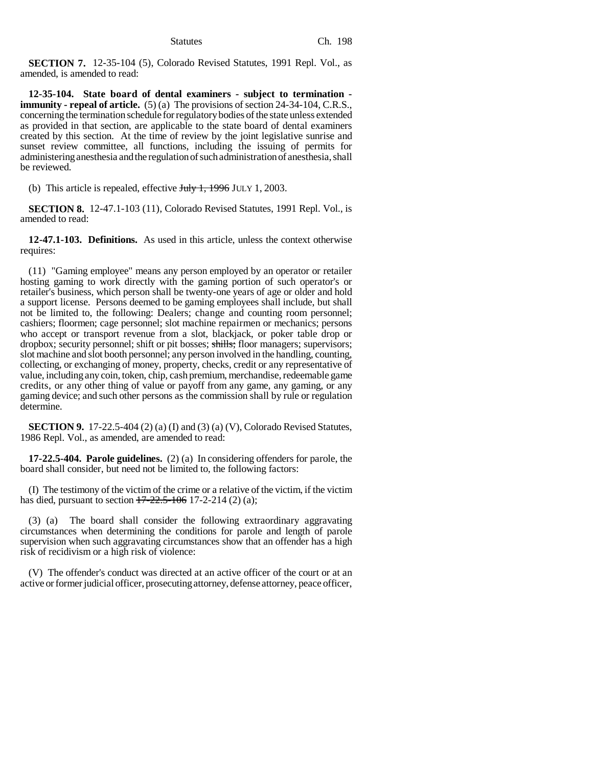**SECTION 7.** 12-35-104 (5), Colorado Revised Statutes, 1991 Repl. Vol., as amended, is amended to read:

**12-35-104. State board of dental examiners - subject to termination - immunity - repeal of article.** (5) (a) The provisions of section 24-34-104, C.R.S., concerning the termination schedule for regulatory bodies of the state unless extended as provided in that section, are applicable to the state board of dental examiners created by this section. At the time of review by the joint legislative sunrise and sunset review committee, all functions, including the issuing of permits for administering anesthesia and the regulation of such administration of anesthesia, shall be reviewed.

(b) This article is repealed, effective ~~July 1, 1996~~ JULY 1, 2003.

**SECTION 8.** 12-47.1-103 (11), Colorado Revised Statutes, 1991 Repl. Vol., is amended to read:

**12-47.1-103. Definitions.** As used in this article, unless the context otherwise requires:

(11) "Gaming employee" means any person employed by an operator or retailer hosting gaming to work directly with the gaming portion of such operator's or retailer's business, which person shall be twenty-one years of age or older and hold a support license. Persons deemed to be gaming employees shall include, but shall not be limited to, the following: Dealers; change and counting room personnel; cashiers; floormen; cage personnel; slot machine repairmen or mechanics; persons who accept or transport revenue from a slot, blackjack, or poker table drop or dropbox; security personnel; shift or pit bosses; ~~shills;~~ floor managers; supervisors; slot machine and slot booth personnel; any person involved in the handling, counting, collecting, or exchanging of money, property, checks, credit or any representative of value, including any coin, token, chip, cash premium, merchandise, redeemable game credits, or any other thing of value or payoff from any game, any gaming, or any gaming device; and such other persons as the commission shall by rule or regulation determine.

**SECTION 9.** 17-22.5-404 (2) (a) (I) and (3) (a) (V), Colorado Revised Statutes, 1986 Repl. Vol., as amended, are amended to read:

**17-22.5-404. Parole guidelines.** (2) (a) In considering offenders for parole, the board shall consider, but need not be limited to, the following factors:

(I) The testimony of the victim of the crime or a relative of the victim, if the victim has died, pursuant to section ~~17-22.5-106~~ 17-2-214 (2) (a);

(3) (a) The board shall consider the following extraordinary aggravating circumstances when determining the conditions for parole and length of parole supervision when such aggravating circumstances show that an offender has a high risk of recidivism or a high risk of violence:

(V) The offender's conduct was directed at an active officer of the court or at an active or former judicial officer, prosecuting attorney, defense attorney, peace officer,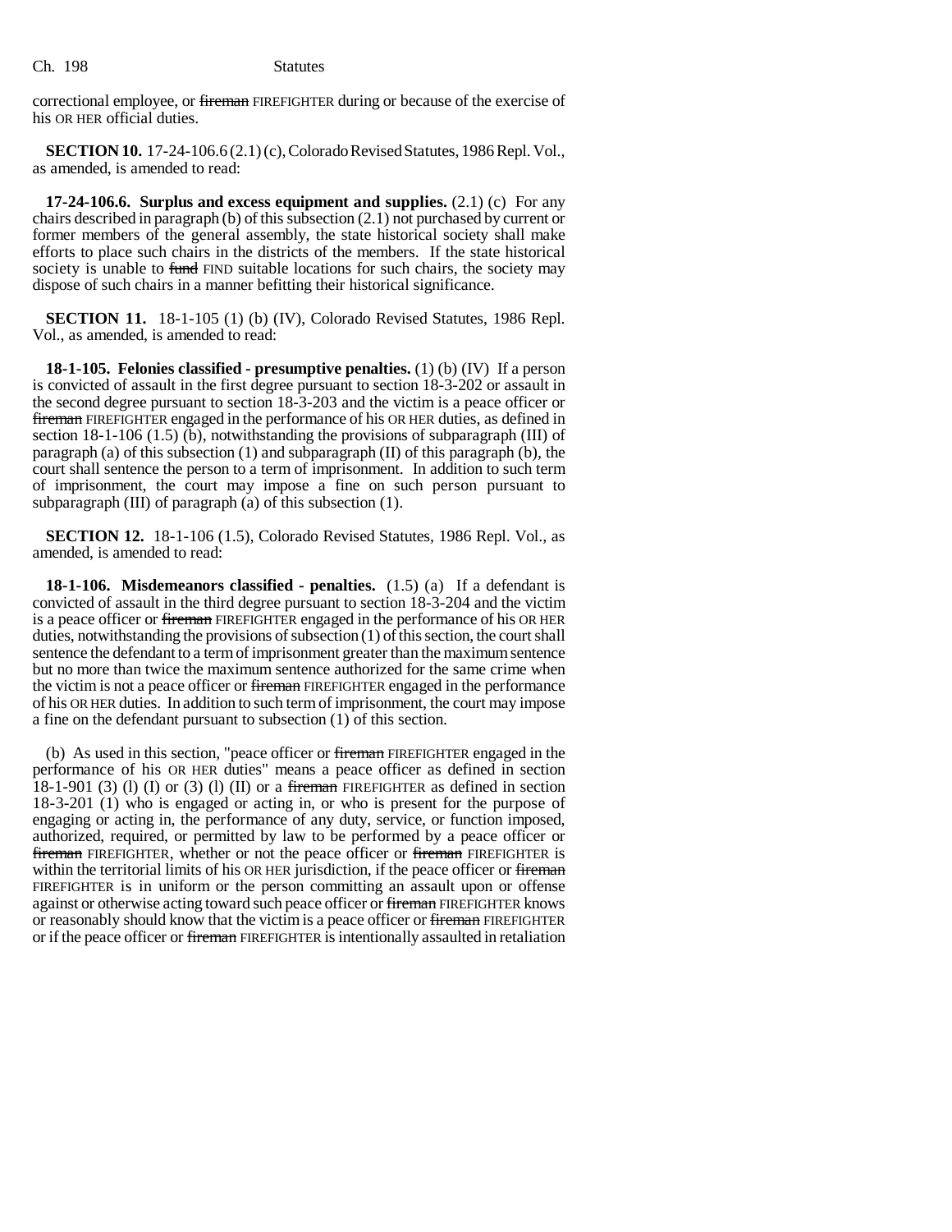correctional employee, or ~~fireman~~ FIREFIGHTER during or because of the exercise of his OR HER official duties.

**SECTION 10.** 17-24-106.6 (2.1) (c), Colorado Revised Statutes, 1986 Repl. Vol., as amended, is amended to read:

**17-24-106.6. Surplus and excess equipment and supplies.** (2.1) (c) For any chairs described in paragraph (b) of this subsection (2.1) not purchased by current or former members of the general assembly, the state historical society shall make efforts to place such chairs in the districts of the members. If the state historical society is unable to ~~fund~~ FIND suitable locations for such chairs, the society may dispose of such chairs in a manner befitting their historical significance.

**SECTION 11.** 18-1-105 (1) (b) (IV), Colorado Revised Statutes, 1986 Repl. Vol., as amended, is amended to read:

**18-1-105. Felonies classified - presumptive penalties.** (1) (b) (IV) If a person is convicted of assault in the first degree pursuant to section 18-3-202 or assault in the second degree pursuant to section 18-3-203 and the victim is a peace officer or ~~fireman~~ FIREFIGHTER engaged in the performance of his OR HER duties, as defined in section 18-1-106 (1.5) (b), notwithstanding the provisions of subparagraph (III) of paragraph (a) of this subsection (1) and subparagraph (II) of this paragraph (b), the court shall sentence the person to a term of imprisonment. In addition to such term of imprisonment, the court may impose a fine on such person pursuant to subparagraph (III) of paragraph (a) of this subsection (1).

**SECTION 12.** 18-1-106 (1.5), Colorado Revised Statutes, 1986 Repl. Vol., as amended, is amended to read:

**18-1-106. Misdemeanors classified - penalties.** (1.5) (a) If a defendant is convicted of assault in the third degree pursuant to section 18-3-204 and the victim is a peace officer or ~~fireman~~ FIREFIGHTER engaged in the performance of his OR HER duties, notwithstanding the provisions of subsection (1) of this section, the court shall sentence the defendant to a term of imprisonment greater than the maximum sentence but no more than twice the maximum sentence authorized for the same crime when the victim is not a peace officer or ~~fireman~~ FIREFIGHTER engaged in the performance of his OR HER duties. In addition to such term of imprisonment, the court may impose a fine on the defendant pursuant to subsection (1) of this section.

(b) As used in this section, "peace officer or ~~fireman~~ FIREFIGHTER engaged in the performance of his OR HER duties" means a peace officer as defined in section 18-1-901 (3) (l) (I) or (3) (l) (II) or a ~~fireman~~ FIREFIGHTER as defined in section 18-3-201 (1) who is engaged or acting in, or who is present for the purpose of engaging or acting in, the performance of any duty, service, or function imposed, authorized, required, or permitted by law to be performed by a peace officer or ~~fireman~~ FIREFIGHTER, whether or not the peace officer or ~~fireman~~ FIREFIGHTER is within the territorial limits of his OR HER jurisdiction, if the peace officer or ~~fireman~~ FIREFIGHTER is in uniform or the person committing an assault upon or offense against or otherwise acting toward such peace officer or ~~fireman~~ FIREFIGHTER knows or reasonably should know that the victim is a peace officer or ~~fireman~~ FIREFIGHTER or if the peace officer or ~~fireman~~ FIREFIGHTER is intentionally assaulted in retaliation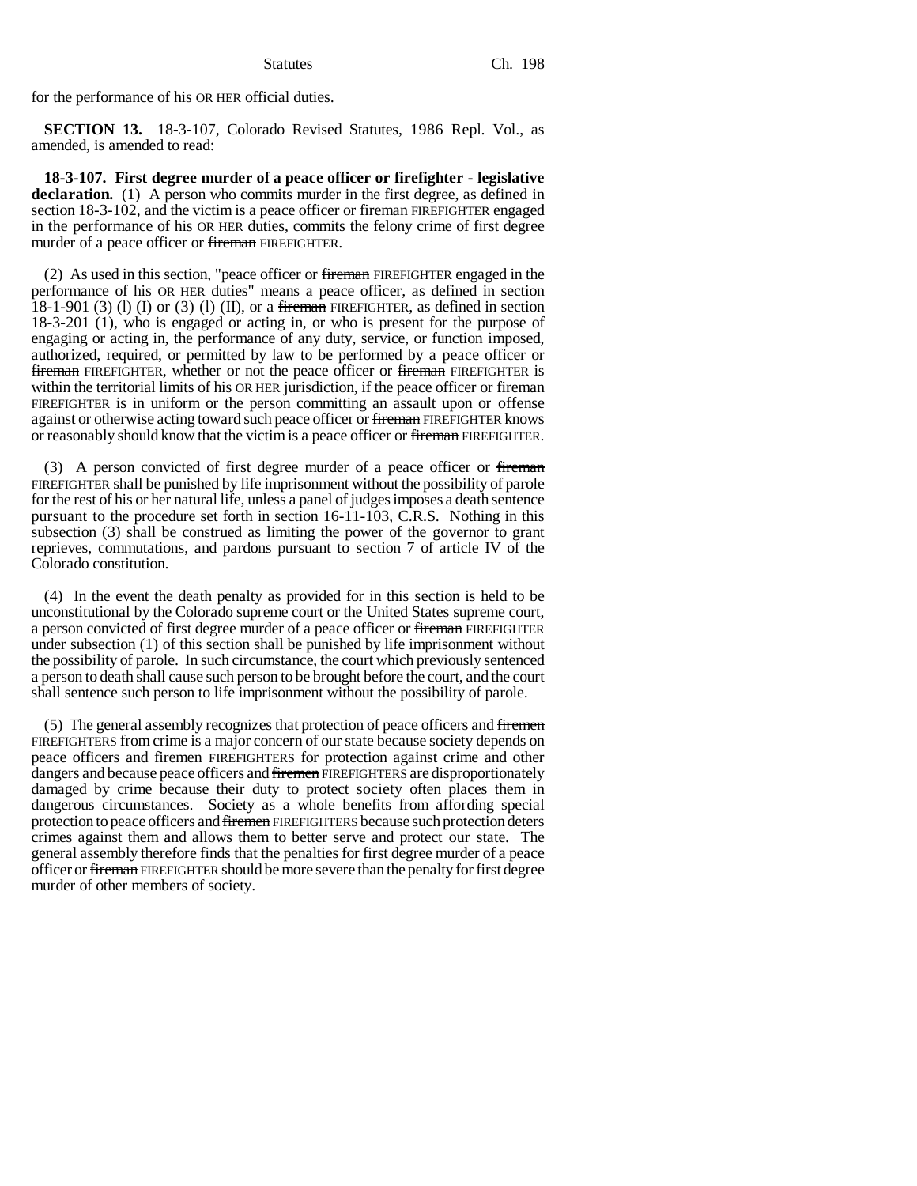for the performance of his OR HER official duties.

**SECTION 13.** 18-3-107, Colorado Revised Statutes, 1986 Repl. Vol., as amended, is amended to read:

**18-3-107. First degree murder of a peace officer or firefighter - legislative declaration.** (1) A person who commits murder in the first degree, as defined in section 18-3-102, and the victim is a peace officer or ~~fireman~~ FIREFIGHTER engaged in the performance of his OR HER duties, commits the felony crime of first degree murder of a peace officer or ~~fireman~~ FIREFIGHTER.

(2) As used in this section, "peace officer or ~~fireman~~ FIREFIGHTER engaged in the performance of his OR HER duties" means a peace officer, as defined in section 18-1-901 (3) (l) (I) or (3) (l) (II), or a ~~fireman~~ FIREFIGHTER, as defined in section 18-3-201 (1), who is engaged or acting in, or who is present for the purpose of engaging or acting in, the performance of any duty, service, or function imposed, authorized, required, or permitted by law to be performed by a peace officer or ~~fireman~~ FIREFIGHTER, whether or not the peace officer or ~~fireman~~ FIREFIGHTER is within the territorial limits of his OR HER jurisdiction, if the peace officer or ~~fireman~~ FIREFIGHTER is in uniform or the person committing an assault upon or offense against or otherwise acting toward such peace officer or ~~fireman~~ FIREFIGHTER knows or reasonably should know that the victim is a peace officer or ~~fireman~~ FIREFIGHTER.

(3) A person convicted of first degree murder of a peace officer or ~~fireman~~ FIREFIGHTER shall be punished by life imprisonment without the possibility of parole for the rest of his or her natural life, unless a panel of judges imposes a death sentence pursuant to the procedure set forth in section 16-11-103, C.R.S. Nothing in this subsection (3) shall be construed as limiting the power of the governor to grant reprieves, commutations, and pardons pursuant to section 7 of article IV of the Colorado constitution.

(4) In the event the death penalty as provided for in this section is held to be unconstitutional by the Colorado supreme court or the United States supreme court, a person convicted of first degree murder of a peace officer or ~~fireman~~ FIREFIGHTER under subsection (1) of this section shall be punished by life imprisonment without the possibility of parole. In such circumstance, the court which previously sentenced a person to death shall cause such person to be brought before the court, and the court shall sentence such person to life imprisonment without the possibility of parole.

(5) The general assembly recognizes that protection of peace officers and ~~firemen~~ FIREFIGHTERS from crime is a major concern of our state because society depends on peace officers and ~~firemen~~ FIREFIGHTERS for protection against crime and other dangers and because peace officers and ~~firemen~~ FIREFIGHTERS are disproportionately damaged by crime because their duty to protect society often places them in dangerous circumstances. Society as a whole benefits from affording special protection to peace officers and ~~firemen~~ FIREFIGHTERS because such protection deters crimes against them and allows them to better serve and protect our state. The general assembly therefore finds that the penalties for first degree murder of a peace officer or ~~fireman~~ FIREFIGHTER should be more severe than the penalty for first degree murder of other members of society.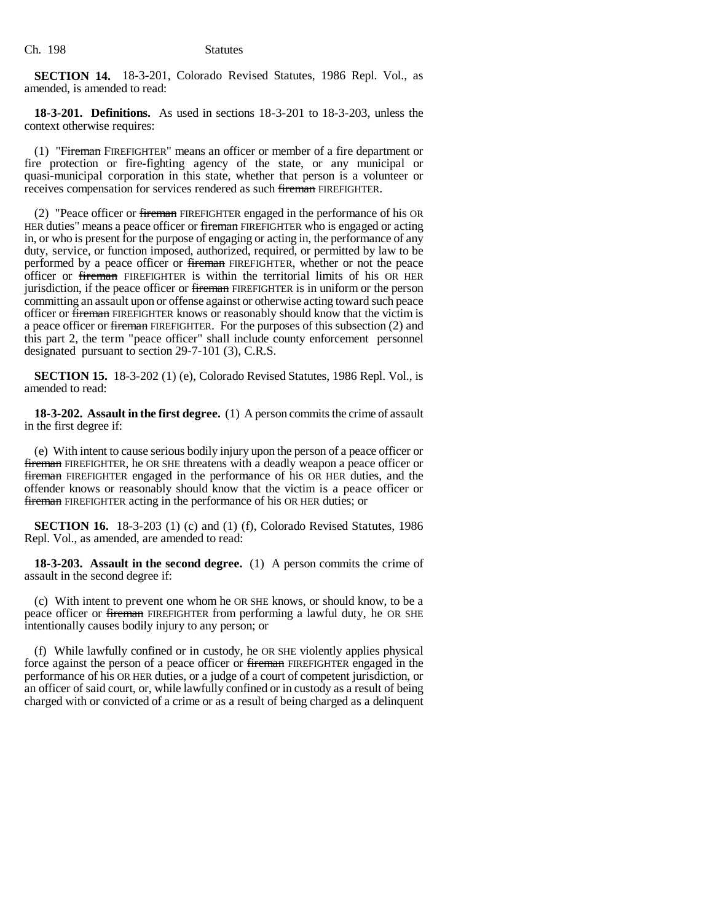**SECTION 14.** 18-3-201, Colorado Revised Statutes, 1986 Repl. Vol., as amended, is amended to read:

**18-3-201. Definitions.** As used in sections 18-3-201 to 18-3-203, unless the context otherwise requires:

(1) "~~Fireman~~ FIREFIGHTER" means an officer or member of a fire department or fire protection or fire-fighting agency of the state, or any municipal or quasi-municipal corporation in this state, whether that person is a volunteer or receives compensation for services rendered as such ~~fireman~~ FIREFIGHTER.

(2) "Peace officer or ~~fireman~~ FIREFIGHTER engaged in the performance of his OR HER duties" means a peace officer or ~~fireman~~ FIREFIGHTER who is engaged or acting in, or who is present for the purpose of engaging or acting in, the performance of any duty, service, or function imposed, authorized, required, or permitted by law to be performed by a peace officer or ~~fireman~~ FIREFIGHTER, whether or not the peace officer or ~~fireman~~ FIREFIGHTER is within the territorial limits of his OR HER jurisdiction, if the peace officer or ~~fireman~~ FIREFIGHTER is in uniform or the person committing an assault upon or offense against or otherwise acting toward such peace officer or ~~fireman~~ FIREFIGHTER knows or reasonably should know that the victim is a peace officer or ~~fireman~~ FIREFIGHTER. For the purposes of this subsection (2) and this part 2, the term "peace officer" shall include county enforcement personnel designated pursuant to section 29-7-101 (3), C.R.S.

**SECTION 15.** 18-3-202 (1) (e), Colorado Revised Statutes, 1986 Repl. Vol., is amended to read:

**18-3-202. Assault in the first degree.** (1) A person commits the crime of assault in the first degree if:

(e) With intent to cause serious bodily injury upon the person of a peace officer or ~~fireman~~ FIREFIGHTER, he OR SHE threatens with a deadly weapon a peace officer or ~~fireman~~ FIREFIGHTER engaged in the performance of his OR HER duties, and the offender knows or reasonably should know that the victim is a peace officer or ~~fireman~~ FIREFIGHTER acting in the performance of his OR HER duties; or

**SECTION 16.** 18-3-203 (1) (c) and (1) (f), Colorado Revised Statutes, 1986 Repl. Vol., as amended, are amended to read:

**18-3-203. Assault in the second degree.** (1) A person commits the crime of assault in the second degree if:

(c) With intent to prevent one whom he OR SHE knows, or should know, to be a peace officer or ~~fireman~~ FIREFIGHTER from performing a lawful duty, he OR SHE intentionally causes bodily injury to any person; or

(f) While lawfully confined or in custody, he OR SHE violently applies physical force against the person of a peace officer or ~~fireman~~ FIREFIGHTER engaged in the performance of his OR HER duties, or a judge of a court of competent jurisdiction, or an officer of said court, or, while lawfully confined or in custody as a result of being charged with or convicted of a crime or as a result of being charged as a delinquent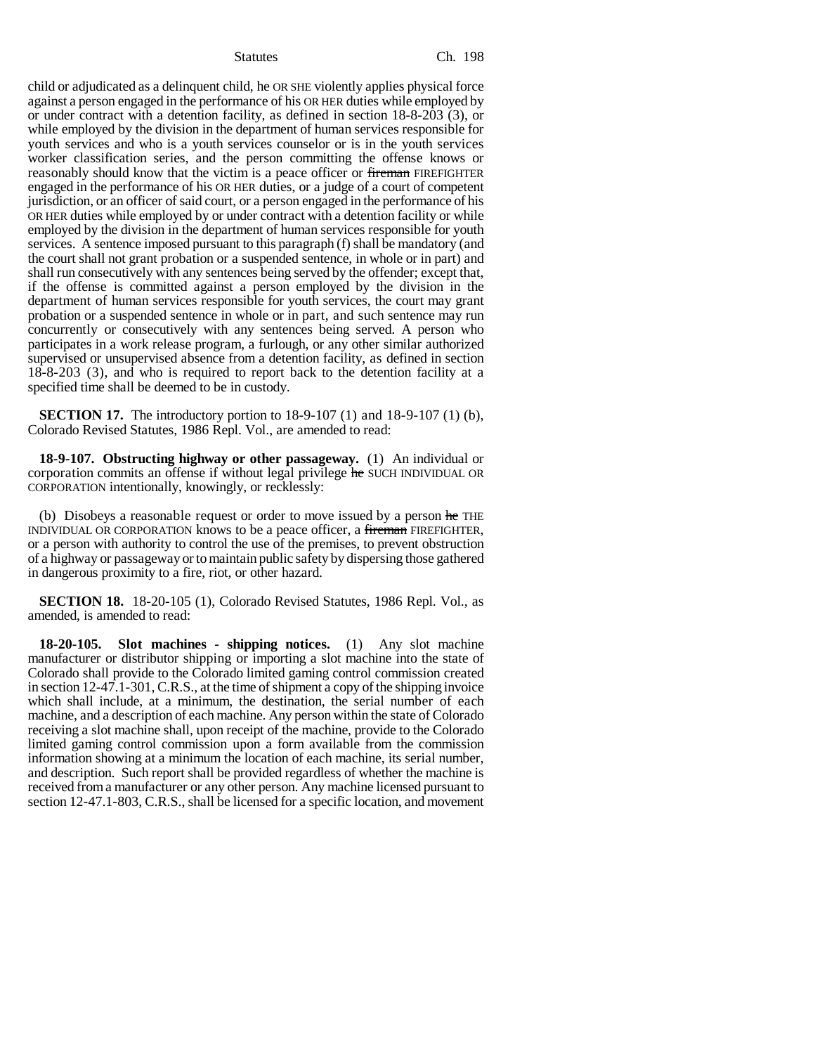child or adjudicated as a delinquent child, he OR SHE violently applies physical force against a person engaged in the performance of his OR HER duties while employed by or under contract with a detention facility, as defined in section 18-8-203 (3), or while employed by the division in the department of human services responsible for youth services and who is a youth services counselor or is in the youth services worker classification series, and the person committing the offense knows or reasonably should know that the victim is a peace officer or ~~fireman~~ FIREFIGHTER engaged in the performance of his OR HER duties, or a judge of a court of competent jurisdiction, or an officer of said court, or a person engaged in the performance of his OR HER duties while employed by or under contract with a detention facility or while employed by the division in the department of human services responsible for youth services. A sentence imposed pursuant to this paragraph (f) shall be mandatory (and the court shall not grant probation or a suspended sentence, in whole or in part) and shall run consecutively with any sentences being served by the offender; except that, if the offense is committed against a person employed by the division in the department of human services responsible for youth services, the court may grant probation or a suspended sentence in whole or in part, and such sentence may run concurrently or consecutively with any sentences being served. A person who participates in a work release program, a furlough, or any other similar authorized supervised or unsupervised absence from a detention facility, as defined in section 18-8-203 (3), and who is required to report back to the detention facility at a specified time shall be deemed to be in custody.

**SECTION 17.** The introductory portion to 18-9-107 (1) and 18-9-107 (1) (b), Colorado Revised Statutes, 1986 Repl. Vol., are amended to read:

**18-9-107. Obstructing highway or other passageway.** (1) An individual or corporation commits an offense if without legal privilege ~~he~~ SUCH INDIVIDUAL OR CORPORATION intentionally, knowingly, or recklessly:

(b) Disobeys a reasonable request or order to move issued by a person ~~he~~ THE INDIVIDUAL OR CORPORATION knows to be a peace officer, a ~~fireman~~ FIREFIGHTER, or a person with authority to control the use of the premises, to prevent obstruction of a highway or passageway or to maintain public safety by dispersing those gathered in dangerous proximity to a fire, riot, or other hazard.

**SECTION 18.** 18-20-105 (1), Colorado Revised Statutes, 1986 Repl. Vol., as amended, is amended to read:

**18-20-105. Slot machines - shipping notices.** (1) Any slot machine manufacturer or distributor shipping or importing a slot machine into the state of Colorado shall provide to the Colorado limited gaming control commission created in section 12-47.1-301, C.R.S., at the time of shipment a copy of the shipping invoice which shall include, at a minimum, the destination, the serial number of each machine, and a description of each machine. Any person within the state of Colorado receiving a slot machine shall, upon receipt of the machine, provide to the Colorado limited gaming control commission upon a form available from the commission information showing at a minimum the location of each machine, its serial number, and description. Such report shall be provided regardless of whether the machine is received from a manufacturer or any other person. Any machine licensed pursuant to section 12-47.1-803, C.R.S., shall be licensed for a specific location, and movement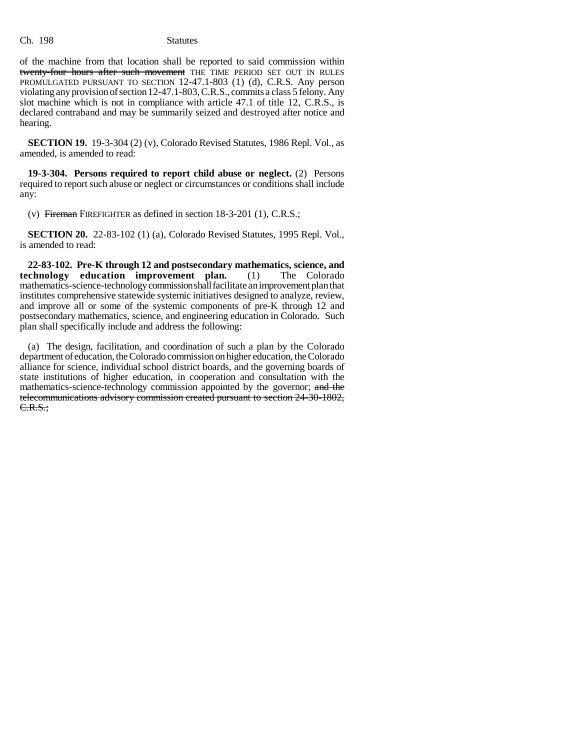of the machine from that location shall be reported to said commission within ~~twenty-four hours after such movement~~ THE TIME PERIOD SET OUT IN RULES PROMULGATED PURSUANT TO SECTION 12-47.1-803 (1) (d), C.R.S. Any person violating any provision of section 12-47.1-803, C.R.S., commits a class 5 felony. Any slot machine which is not in compliance with article 47.1 of title 12, C.R.S., is declared contraband and may be summarily seized and destroyed after notice and hearing.

**SECTION 19.** 19-3-304 (2) (v), Colorado Revised Statutes, 1986 Repl. Vol., as amended, is amended to read:

**19-3-304. Persons required to report child abuse or neglect.** (2) Persons required to report such abuse or neglect or circumstances or conditions shall include any:

(v) ~~Fireman~~ FIREFIGHTER as defined in section 18-3-201 (1), C.R.S.;

**SECTION 20.** 22-83-102 (1) (a), Colorado Revised Statutes, 1995 Repl. Vol., is amended to read:

**22-83-102. Pre-K through 12 and postsecondary mathematics, science, and technology education improvement plan.** (1) The Colorado mathematics-science-technology commission shall facilitate an improvement plan that institutes comprehensive statewide systemic initiatives designed to analyze, review, and improve all or some of the systemic components of pre-K through 12 and postsecondary mathematics, science, and engineering education in Colorado. Such plan shall specifically include and address the following:

(a) The design, facilitation, and coordination of such a plan by the Colorado department of education, the Colorado commission on higher education, the Colorado alliance for science, individual school district boards, and the governing boards of state institutions of higher education, in cooperation and consultation with the mathematics-science-technology commission appointed by the governor; ~~and the telecommunications advisory commission created pursuant to section 24-30-1802, C.R.S.;~~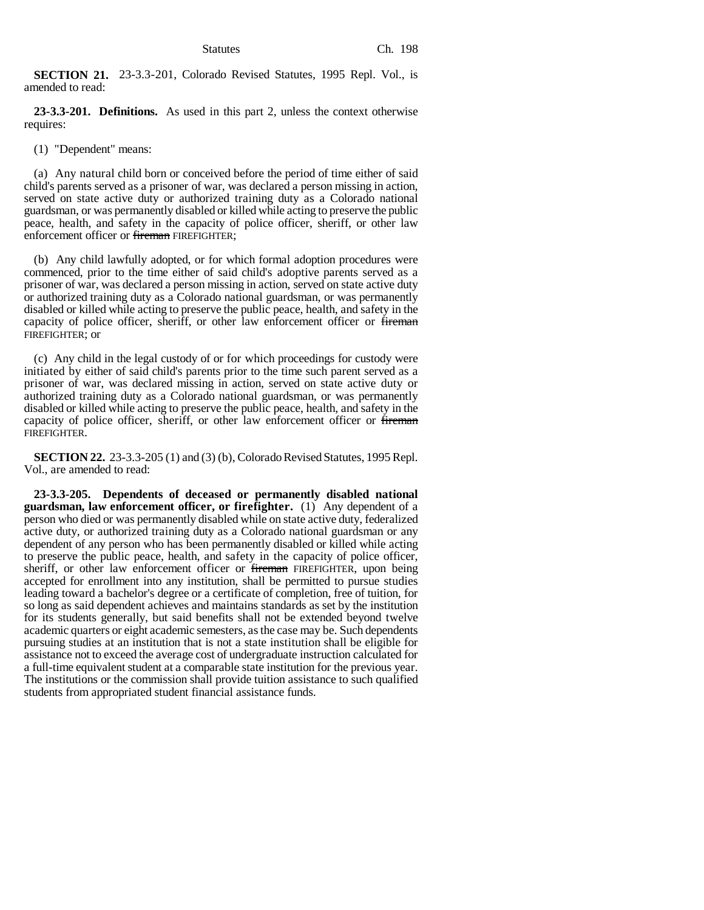**SECTION 21.** 23-3.3-201, Colorado Revised Statutes, 1995 Repl. Vol., is amended to read:

**23-3.3-201. Definitions.** As used in this part 2, unless the context otherwise requires:

(1) "Dependent" means:

(a) Any natural child born or conceived before the period of time either of said child's parents served as a prisoner of war, was declared a person missing in action, served on state active duty or authorized training duty as a Colorado national guardsman, or was permanently disabled or killed while acting to preserve the public peace, health, and safety in the capacity of police officer, sheriff, or other law enforcement officer or ~~fireman~~ FIREFIGHTER;

(b) Any child lawfully adopted, or for which formal adoption procedures were commenced, prior to the time either of said child's adoptive parents served as a prisoner of war, was declared a person missing in action, served on state active duty or authorized training duty as a Colorado national guardsman, or was permanently disabled or killed while acting to preserve the public peace, health, and safety in the capacity of police officer, sheriff, or other law enforcement officer or ~~fireman~~ FIREFIGHTER; or

(c) Any child in the legal custody of or for which proceedings for custody were initiated by either of said child's parents prior to the time such parent served as a prisoner of war, was declared missing in action, served on state active duty or authorized training duty as a Colorado national guardsman, or was permanently disabled or killed while acting to preserve the public peace, health, and safety in the capacity of police officer, sheriff, or other law enforcement officer or ~~fireman~~ FIREFIGHTER.

**SECTION 22.** 23-3.3-205 (1) and (3) (b), Colorado Revised Statutes, 1995 Repl. Vol., are amended to read:

**23-3.3-205. Dependents of deceased or permanently disabled national guardsman, law enforcement officer, or firefighter.** (1) Any dependent of a person who died or was permanently disabled while on state active duty, federalized active duty, or authorized training duty as a Colorado national guardsman or any dependent of any person who has been permanently disabled or killed while acting to preserve the public peace, health, and safety in the capacity of police officer, sheriff, or other law enforcement officer or ~~fireman~~ FIREFIGHTER, upon being accepted for enrollment into any institution, shall be permitted to pursue studies leading toward a bachelor's degree or a certificate of completion, free of tuition, for so long as said dependent achieves and maintains standards as set by the institution for its students generally, but said benefits shall not be extended beyond twelve academic quarters or eight academic semesters, as the case may be. Such dependents pursuing studies at an institution that is not a state institution shall be eligible for assistance not to exceed the average cost of undergraduate instruction calculated for a full-time equivalent student at a comparable state institution for the previous year. The institutions or the commission shall provide tuition assistance to such qualified students from appropriated student financial assistance funds.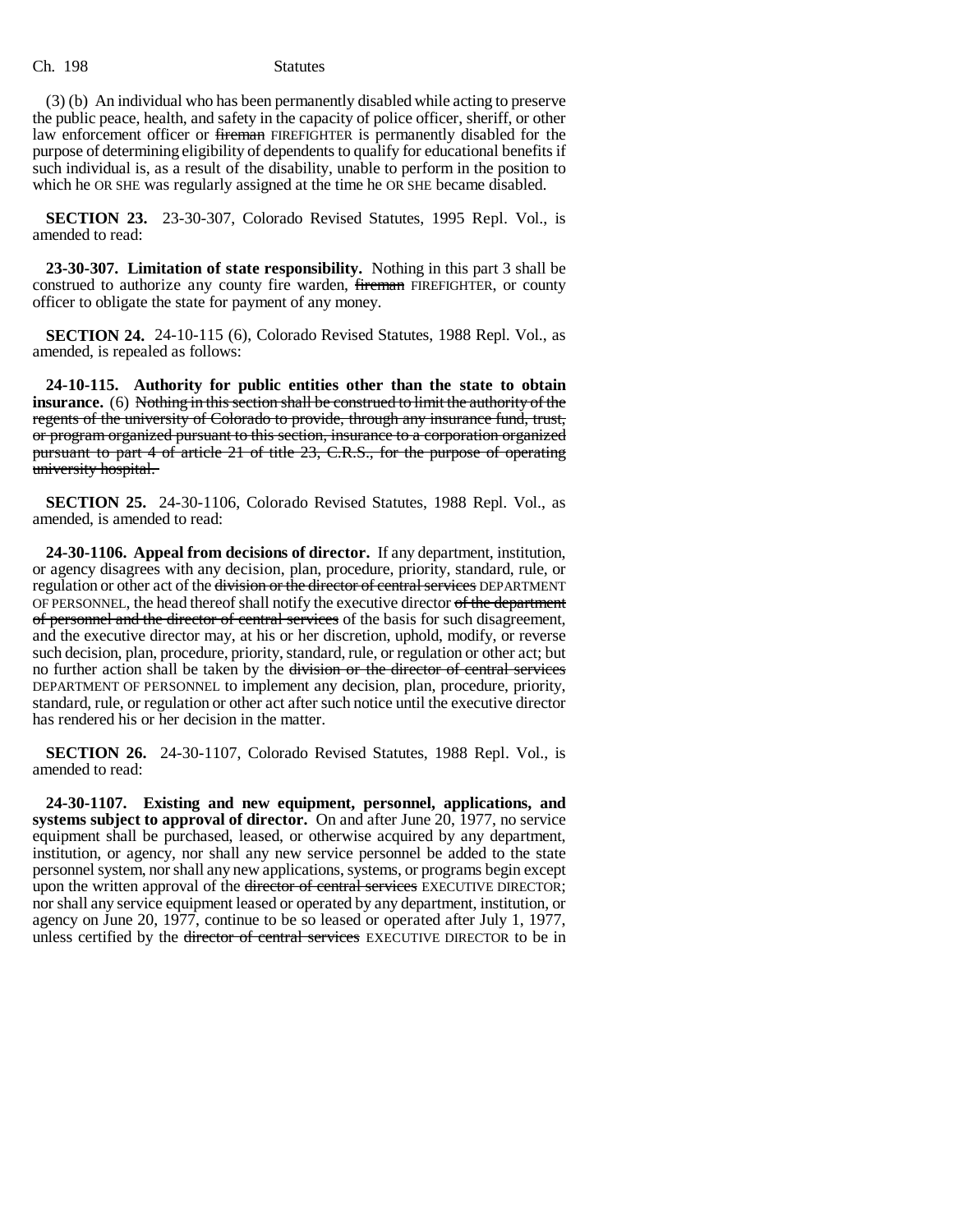(3) (b) An individual who has been permanently disabled while acting to preserve the public peace, health, and safety in the capacity of police officer, sheriff, or other law enforcement officer or ~~fireman~~ FIREFIGHTER is permanently disabled for the purpose of determining eligibility of dependents to qualify for educational benefits if such individual is, as a result of the disability, unable to perform in the position to which he OR SHE was regularly assigned at the time he OR SHE became disabled.

**SECTION 23.** 23-30-307, Colorado Revised Statutes, 1995 Repl. Vol., is amended to read:

**23-30-307. Limitation of state responsibility.** Nothing in this part 3 shall be construed to authorize any county fire warden, ~~fireman~~ FIREFIGHTER, or county officer to obligate the state for payment of any money.

**SECTION 24.** 24-10-115 (6), Colorado Revised Statutes, 1988 Repl. Vol., as amended, is repealed as follows:

**24-10-115. Authority for public entities other than the state to obtain insurance.** (6) ~~Nothing in this section shall be construed to limit the authority of the regents of the university of Colorado to provide, through any insurance fund, trust, or program organized pursuant to this section, insurance to a corporation organized pursuant to part 4 of article 21 of title 23, C.R.S., for the purpose of operating university hospital.~~

**SECTION 25.** 24-30-1106, Colorado Revised Statutes, 1988 Repl. Vol., as amended, is amended to read:

**24-30-1106. Appeal from decisions of director.** If any department, institution, or agency disagrees with any decision, plan, procedure, priority, standard, rule, or regulation or other act of the ~~division or the director of central services~~ DEPARTMENT OF PERSONNEL, the head thereof shall notify the executive director ~~of the department of personnel and the director of central services~~ of the basis for such disagreement, and the executive director may, at his or her discretion, uphold, modify, or reverse such decision, plan, procedure, priority, standard, rule, or regulation or other act; but no further action shall be taken by the ~~division or the director of central services~~ DEPARTMENT OF PERSONNEL to implement any decision, plan, procedure, priority, standard, rule, or regulation or other act after such notice until the executive director has rendered his or her decision in the matter.

**SECTION 26.** 24-30-1107, Colorado Revised Statutes, 1988 Repl. Vol., is amended to read:

**24-30-1107. Existing and new equipment, personnel, applications, and systems subject to approval of director.** On and after June 20, 1977, no service equipment shall be purchased, leased, or otherwise acquired by any department, institution, or agency, nor shall any new service personnel be added to the state personnel system, nor shall any new applications, systems, or programs begin except upon the written approval of the ~~director of central services~~ EXECUTIVE DIRECTOR; nor shall any service equipment leased or operated by any department, institution, or agency on June 20, 1977, continue to be so leased or operated after July 1, 1977, unless certified by the ~~director of central services~~ EXECUTIVE DIRECTOR to be in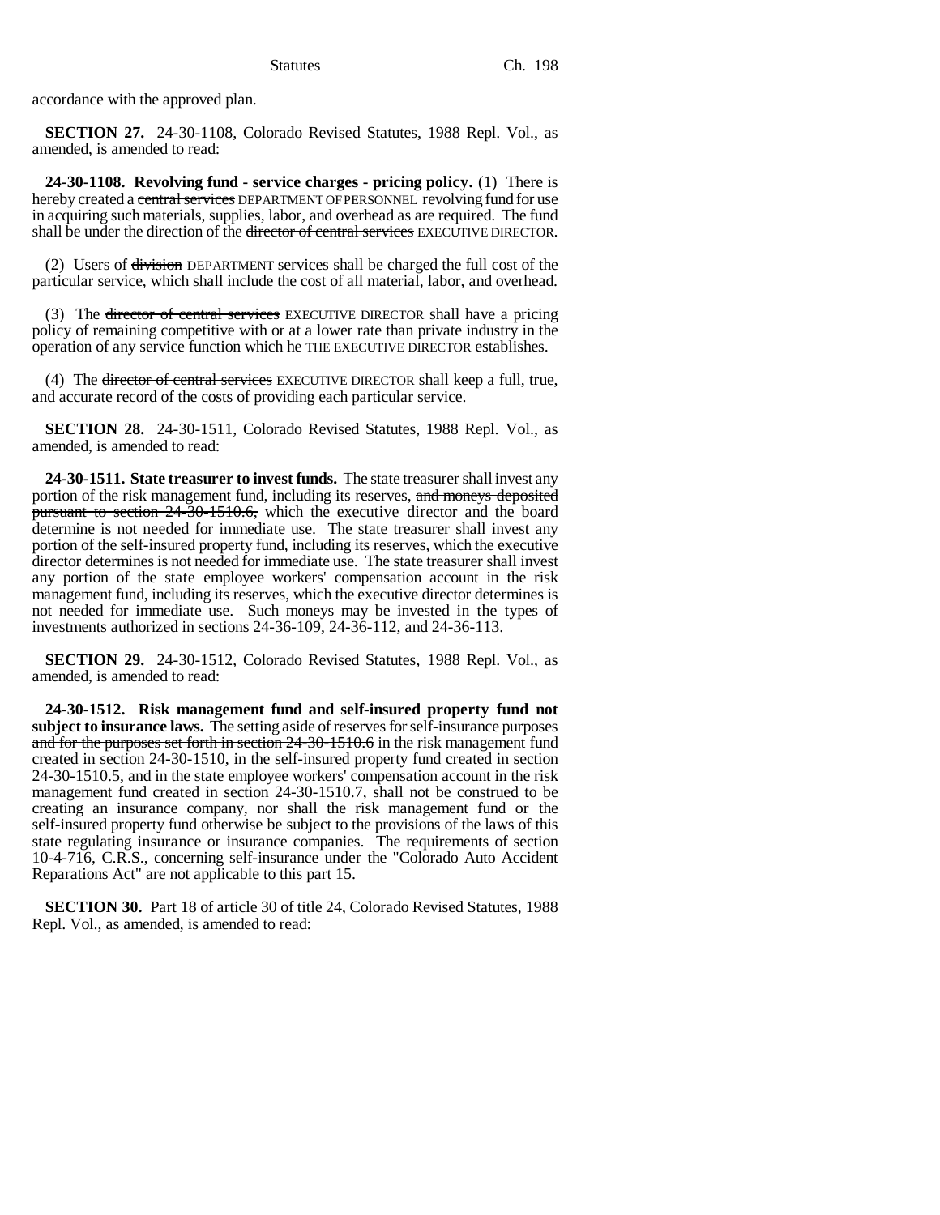accordance with the approved plan.

**SECTION 27.** 24-30-1108, Colorado Revised Statutes, 1988 Repl. Vol., as amended, is amended to read:

**24-30-1108. Revolving fund - service charges - pricing policy.** (1) There is hereby created a ~~central services~~ DEPARTMENT OF PERSONNEL revolving fund for use in acquiring such materials, supplies, labor, and overhead as are required. The fund shall be under the direction of the ~~director of central services~~ EXECUTIVE DIRECTOR.

(2) Users of ~~division~~ DEPARTMENT services shall be charged the full cost of the particular service, which shall include the cost of all material, labor, and overhead.

(3) The ~~director of central services~~ EXECUTIVE DIRECTOR shall have a pricing policy of remaining competitive with or at a lower rate than private industry in the operation of any service function which ~~he~~ THE EXECUTIVE DIRECTOR establishes.

(4) The ~~director of central services~~ EXECUTIVE DIRECTOR shall keep a full, true, and accurate record of the costs of providing each particular service.

**SECTION 28.** 24-30-1511, Colorado Revised Statutes, 1988 Repl. Vol., as amended, is amended to read:

**24-30-1511. State treasurer to invest funds.** The state treasurer shall invest any portion of the risk management fund, including its reserves, ~~and moneys deposited pursuant to section 24-30-1510.6,~~ which the executive director and the board determine is not needed for immediate use. The state treasurer shall invest any portion of the self-insured property fund, including its reserves, which the executive director determines is not needed for immediate use. The state treasurer shall invest any portion of the state employee workers' compensation account in the risk management fund, including its reserves, which the executive director determines is not needed for immediate use. Such moneys may be invested in the types of investments authorized in sections 24-36-109, 24-36-112, and 24-36-113.

**SECTION 29.** 24-30-1512, Colorado Revised Statutes, 1988 Repl. Vol., as amended, is amended to read:

**24-30-1512. Risk management fund and self-insured property fund not subject to insurance laws.** The setting aside of reserves for self-insurance purposes ~~and for the purposes set forth in section 24-30-1510.6~~ in the risk management fund created in section 24-30-1510, in the self-insured property fund created in section 24-30-1510.5, and in the state employee workers' compensation account in the risk management fund created in section 24-30-1510.7, shall not be construed to be creating an insurance company, nor shall the risk management fund or the self-insured property fund otherwise be subject to the provisions of the laws of this state regulating insurance or insurance companies. The requirements of section 10-4-716, C.R.S., concerning self-insurance under the "Colorado Auto Accident Reparations Act" are not applicable to this part 15.

**SECTION 30.** Part 18 of article 30 of title 24, Colorado Revised Statutes, 1988 Repl. Vol., as amended, is amended to read: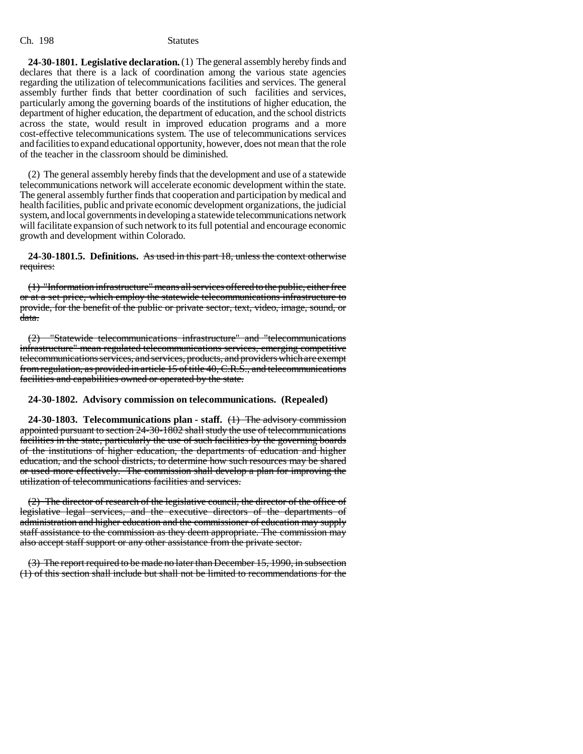**24-30-1801. Legislative declaration.** (1) The general assembly hereby finds and declares that there is a lack of coordination among the various state agencies regarding the utilization of telecommunications facilities and services. The general assembly further finds that better coordination of such facilities and services, particularly among the governing boards of the institutions of higher education, the department of higher education, the department of education, and the school districts across the state, would result in improved education programs and a more cost-effective telecommunications system. The use of telecommunications services and facilities to expand educational opportunity, however, does not mean that the role of the teacher in the classroom should be diminished.

(2) The general assembly hereby finds that the development and use of a statewide telecommunications network will accelerate economic development within the state. The general assembly further finds that cooperation and participation by medical and health facilities, public and private economic development organizations, the judicial system, and local governments in developing a statewide telecommunications network will facilitate expansion of such network to its full potential and encourage economic growth and development within Colorado.

**24-30-1801.5. Definitions.** ~~As used in this part 18, unless the context otherwise requires:~~

~~(1) "Information infrastructure" means all services offered to the public, either free or at a set price, which employ the statewide telecommunications infrastructure to provide, for the benefit of the public or private sector, text, video, image, sound, or data.~~

~~(2) "Statewide telecommunications infrastructure" and "telecommunications infrastructure" mean regulated telecommunications services, emerging competitive telecommunications services, and services, products, and providers which are exempt from regulation, as provided in article 15 of title 40, C.R.S., and telecommunications facilities and capabilities owned or operated by the state.~~

**24-30-1802. Advisory commission on telecommunications. (Repealed)**

**24-30-1803. Telecommunications plan - staff.** ~~(1) The advisory commission appointed pursuant to section 24-30-1802 shall study the use of telecommunications facilities in the state, particularly the use of such facilities by the governing boards of the institutions of higher education, the departments of education and higher education, and the school districts, to determine how such resources may be shared or used more effectively. The commission shall develop a plan for improving the utilization of telecommunications facilities and services.~~

~~(2) The director of research of the legislative council, the director of the office of legislative legal services, and the executive directors of the departments of administration and higher education and the commissioner of education may supply staff assistance to the commission as they deem appropriate. The commission may also accept staff support or any other assistance from the private sector.~~

~~(3) The report required to be made no later than December 15, 1990, in subsection (1) of this section shall include but shall not be limited to recommendations for the~~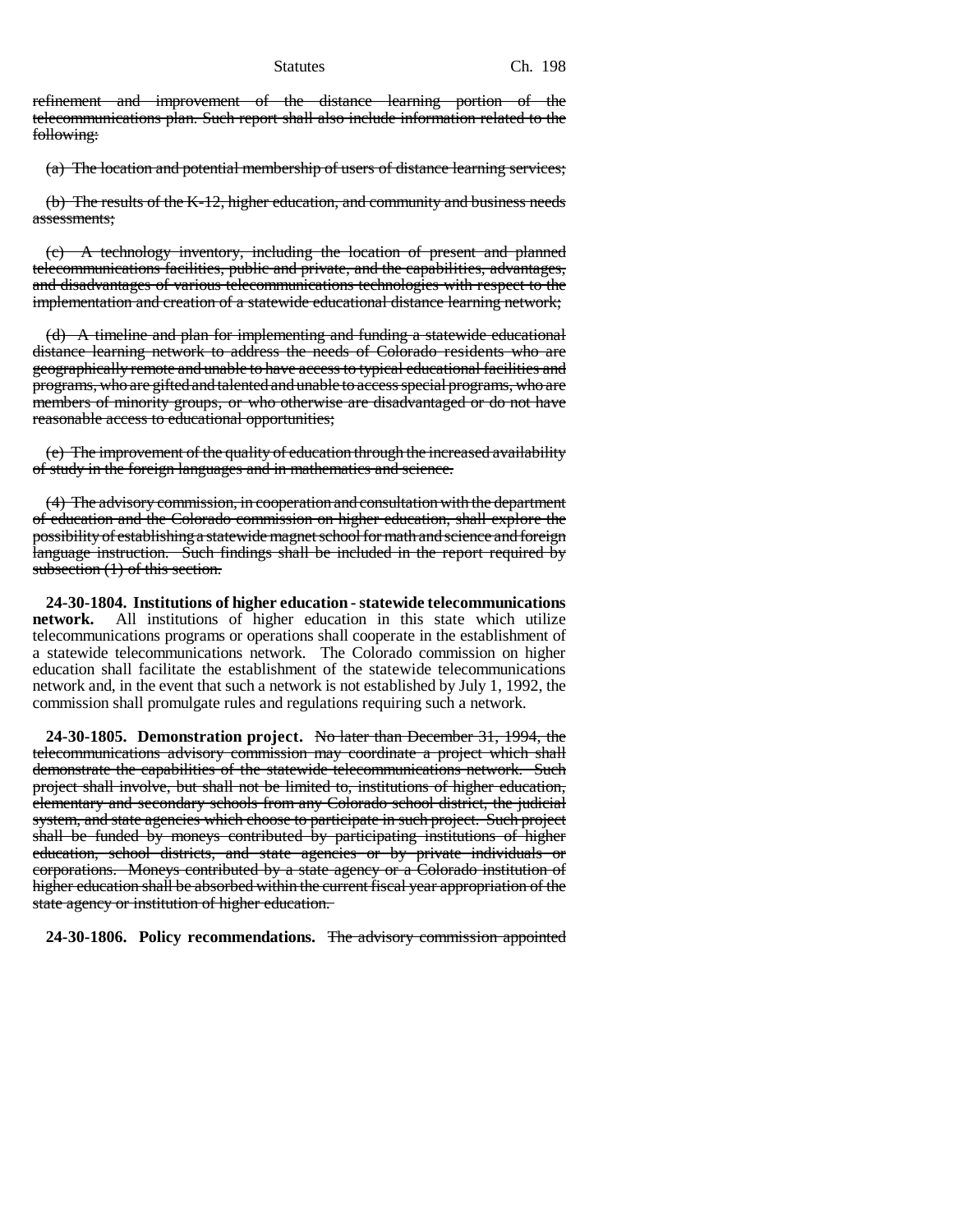refinement and improvement of the distance learning portion of the telecommunications plan. Such report shall also include information related to the following:

(a) The location and potential membership of users of distance learning services;

(b) The results of the K-12, higher education, and community and business needs assessments;

(c) A technology inventory, including the location of present and planned telecommunications facilities, public and private, and the capabilities, advantages, and disadvantages of various telecommunications technologies with respect to the implementation and creation of a statewide educational distance learning network;

(d) A timeline and plan for implementing and funding a statewide educational distance learning network to address the needs of Colorado residents who are geographically remote and unable to have access to typical educational facilities and programs, who are gifted and talented and unable to access special programs, who are members of minority groups, or who otherwise are disadvantaged or do not have reasonable access to educational opportunities;

(e) The improvement of the quality of education through the increased availability of study in the foreign languages and in mathematics and science.

(4) The advisory commission, in cooperation and consultation with the department of education and the Colorado commission on higher education, shall explore the possibility of establishing a statewide magnet school for math and science and foreign language instruction. Such findings shall be included in the report required by subsection (1) of this section.

**24-30-1804. Institutions of higher education - statewide telecommunications network.** All institutions of higher education in this state which utilize telecommunications programs or operations shall cooperate in the establishment of a statewide telecommunications network. The Colorado commission on higher education shall facilitate the establishment of the statewide telecommunications network and, in the event that such a network is not established by July 1, 1992, the commission shall promulgate rules and regulations requiring such a network.

**24-30-1805. Demonstration project.** No later than December 31, 1994, the telecommunications advisory commission may coordinate a project which shall demonstrate the capabilities of the statewide telecommunications network. Such project shall involve, but shall not be limited to, institutions of higher education, elementary and secondary schools from any Colorado school district, the judicial system, and state agencies which choose to participate in such project. Such project shall be funded by moneys contributed by participating institutions of higher education, school districts, and state agencies or by private individuals or corporations. Moneys contributed by a state agency or a Colorado institution of higher education shall be absorbed within the current fiscal year appropriation of the state agency or institution of higher education.

**24-30-1806. Policy recommendations.** The advisory commission appointed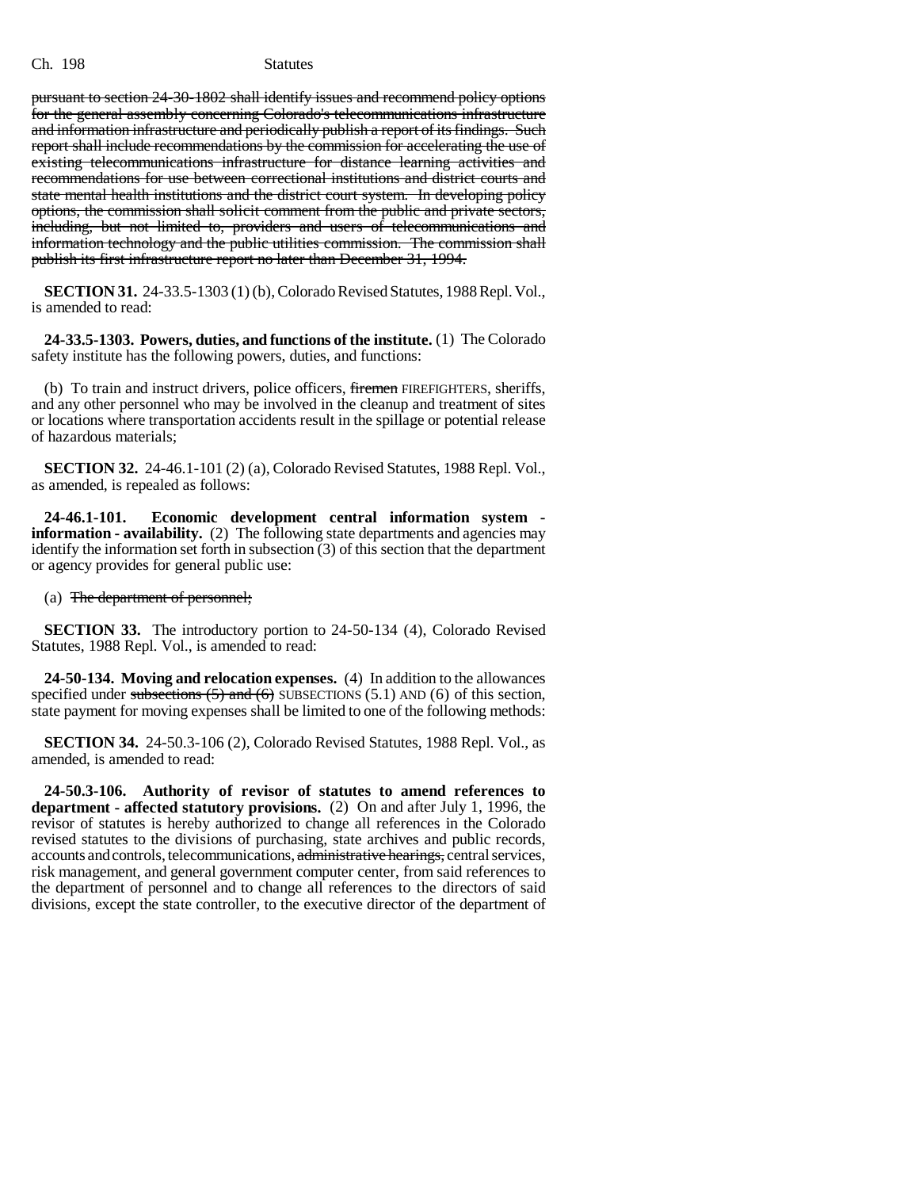~~pursuant to section 24-30-1802 shall identify issues and recommend policy options for the general assembly concerning Colorado's telecommunications infrastructure and information infrastructure and periodically publish a report of its findings. Such report shall include recommendations by the commission for accelerating the use of existing telecommunications infrastructure for distance learning activities and recommendations for use between correctional institutions and district courts and state mental health institutions and the district court system. In developing policy options, the commission shall solicit comment from the public and private sectors, including, but not limited to, providers and users of telecommunications and information technology and the public utilities commission. The commission shall publish its first infrastructure report no later than December 31, 1994.~~

**SECTION 31.** 24-33.5-1303 (1) (b), Colorado Revised Statutes, 1988 Repl. Vol., is amended to read:

**24-33.5-1303. Powers, duties, and functions of the institute.** (1) The Colorado safety institute has the following powers, duties, and functions:

(b) To train and instruct drivers, police officers, ~~firemen~~ FIREFIGHTERS, sheriffs, and any other personnel who may be involved in the cleanup and treatment of sites or locations where transportation accidents result in the spillage or potential release of hazardous materials;

**SECTION 32.** 24-46.1-101 (2) (a), Colorado Revised Statutes, 1988 Repl. Vol., as amended, is repealed as follows:

**24-46.1-101. Economic development central information system - information - availability.** (2) The following state departments and agencies may identify the information set forth in subsection (3) of this section that the department or agency provides for general public use:

(a) ~~The department of personnel;~~

**SECTION 33.** The introductory portion to 24-50-134 (4), Colorado Revised Statutes, 1988 Repl. Vol., is amended to read:

**24-50-134. Moving and relocation expenses.** (4) In addition to the allowances specified under ~~subsections (5) and (6)~~ SUBSECTIONS (5.1) AND (6) of this section, state payment for moving expenses shall be limited to one of the following methods:

**SECTION 34.** 24-50.3-106 (2), Colorado Revised Statutes, 1988 Repl. Vol., as amended, is amended to read:

**24-50.3-106. Authority of revisor of statutes to amend references to department - affected statutory provisions.** (2) On and after July 1, 1996, the revisor of statutes is hereby authorized to change all references in the Colorado revised statutes to the divisions of purchasing, state archives and public records, accounts and controls, telecommunications, ~~administrative hearings,~~ central services, risk management, and general government computer center, from said references to the department of personnel and to change all references to the directors of said divisions, except the state controller, to the executive director of the department of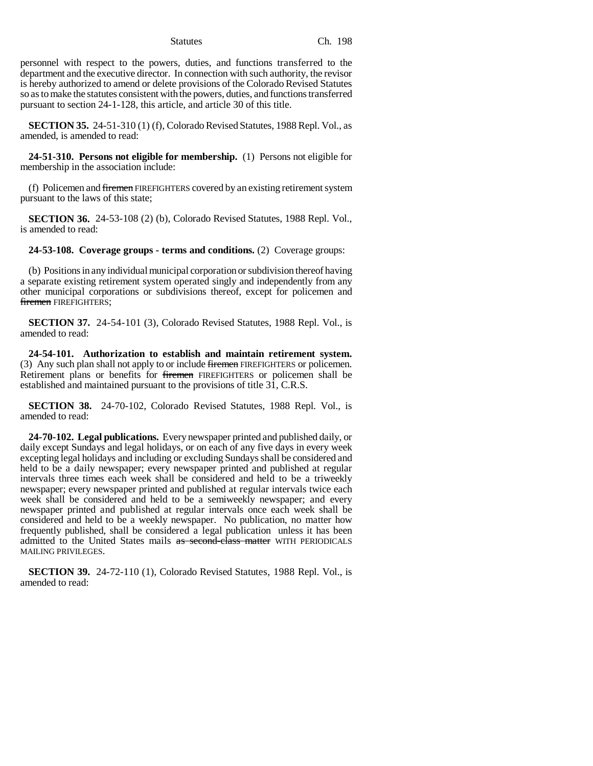personnel with respect to the powers, duties, and functions transferred to the department and the executive director. In connection with such authority, the revisor is hereby authorized to amend or delete provisions of the Colorado Revised Statutes so as to make the statutes consistent with the powers, duties, and functions transferred pursuant to section 24-1-128, this article, and article 30 of this title.

**SECTION 35.** 24-51-310 (1) (f), Colorado Revised Statutes, 1988 Repl. Vol., as amended, is amended to read:

**24-51-310. Persons not eligible for membership.** (1) Persons not eligible for membership in the association include:

(f) Policemen and ~~firemen~~ FIREFIGHTERS covered by an existing retirement system pursuant to the laws of this state;

**SECTION 36.** 24-53-108 (2) (b), Colorado Revised Statutes, 1988 Repl. Vol., is amended to read:

**24-53-108. Coverage groups - terms and conditions.** (2) Coverage groups:

(b) Positions in any individual municipal corporation or subdivision thereof having a separate existing retirement system operated singly and independently from any other municipal corporations or subdivisions thereof, except for policemen and ~~firemen~~ FIREFIGHTERS;

**SECTION 37.** 24-54-101 (3), Colorado Revised Statutes, 1988 Repl. Vol., is amended to read:

**24-54-101. Authorization to establish and maintain retirement system.** (3) Any such plan shall not apply to or include ~~firemen~~ FIREFIGHTERS or policemen. Retirement plans or benefits for ~~firemen~~ FIREFIGHTERS or policemen shall be established and maintained pursuant to the provisions of title 31, C.R.S.

**SECTION 38.** 24-70-102, Colorado Revised Statutes, 1988 Repl. Vol., is amended to read:

**24-70-102. Legal publications.** Every newspaper printed and published daily, or daily except Sundays and legal holidays, or on each of any five days in every week excepting legal holidays and including or excluding Sundays shall be considered and held to be a daily newspaper; every newspaper printed and published at regular intervals three times each week shall be considered and held to be a triweekly newspaper; every newspaper printed and published at regular intervals twice each week shall be considered and held to be a semiweekly newspaper; and every newspaper printed and published at regular intervals once each week shall be considered and held to be a weekly newspaper. No publication, no matter how frequently published, shall be considered a legal publication unless it has been admitted to the United States mails ~~as second-class matter~~ WITH PERIODICALS MAILING PRIVILEGES.

**SECTION 39.** 24-72-110 (1), Colorado Revised Statutes, 1988 Repl. Vol., is amended to read: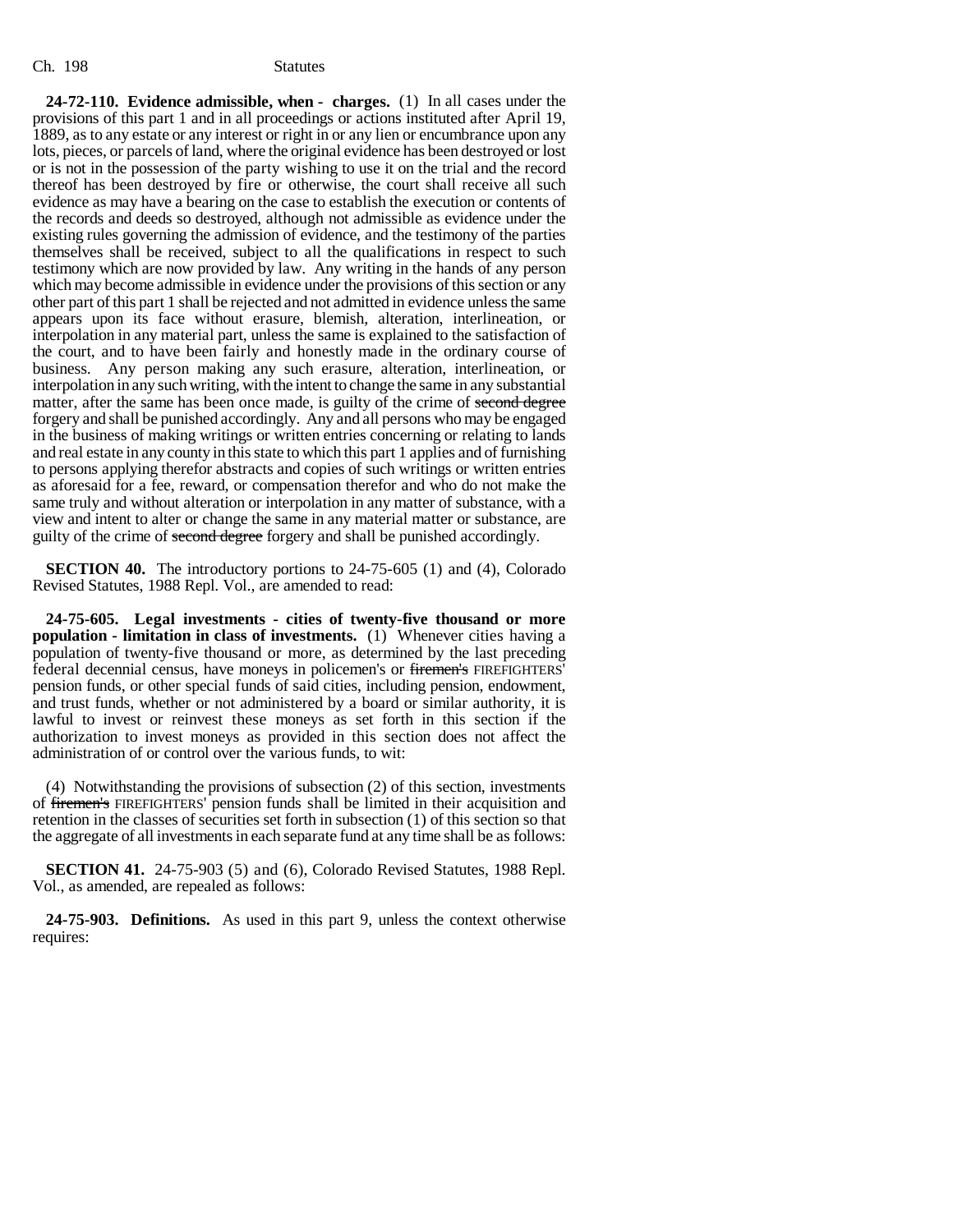**24-72-110. Evidence admissible, when - charges.** (1) In all cases under the provisions of this part 1 and in all proceedings or actions instituted after April 19, 1889, as to any estate or any interest or right in or any lien or encumbrance upon any lots, pieces, or parcels of land, where the original evidence has been destroyed or lost or is not in the possession of the party wishing to use it on the trial and the record thereof has been destroyed by fire or otherwise, the court shall receive all such evidence as may have a bearing on the case to establish the execution or contents of the records and deeds so destroyed, although not admissible as evidence under the existing rules governing the admission of evidence, and the testimony of the parties themselves shall be received, subject to all the qualifications in respect to such testimony which are now provided by law. Any writing in the hands of any person which may become admissible in evidence under the provisions of this section or any other part of this part 1 shall be rejected and not admitted in evidence unless the same appears upon its face without erasure, blemish, alteration, interlineation, or interpolation in any material part, unless the same is explained to the satisfaction of the court, and to have been fairly and honestly made in the ordinary course of business. Any person making any such erasure, alteration, interlineation, or interpolation in any such writing, with the intent to change the same in any substantial matter, after the same has been once made, is guilty of the crime of ~~second degree~~ forgery and shall be punished accordingly. Any and all persons who may be engaged in the business of making writings or written entries concerning or relating to lands and real estate in any county in this state to which this part 1 applies and of furnishing to persons applying therefor abstracts and copies of such writings or written entries as aforesaid for a fee, reward, or compensation therefor and who do not make the same truly and without alteration or interpolation in any matter of substance, with a view and intent to alter or change the same in any material matter or substance, are guilty of the crime of ~~second degree~~ forgery and shall be punished accordingly.

**SECTION 40.** The introductory portions to 24-75-605 (1) and (4), Colorado Revised Statutes, 1988 Repl. Vol., are amended to read:

**24-75-605. Legal investments - cities of twenty-five thousand or more population - limitation in class of investments.** (1) Whenever cities having a population of twenty-five thousand or more, as determined by the last preceding federal decennial census, have moneys in policemen's or ~~firemen's~~ FIREFIGHTERS' pension funds, or other special funds of said cities, including pension, endowment, and trust funds, whether or not administered by a board or similar authority, it is lawful to invest or reinvest these moneys as set forth in this section if the authorization to invest moneys as provided in this section does not affect the administration of or control over the various funds, to wit:

(4) Notwithstanding the provisions of subsection (2) of this section, investments of ~~firemen's~~ FIREFIGHTERS' pension funds shall be limited in their acquisition and retention in the classes of securities set forth in subsection (1) of this section so that the aggregate of all investments in each separate fund at any time shall be as follows:

**SECTION 41.** 24-75-903 (5) and (6), Colorado Revised Statutes, 1988 Repl. Vol., as amended, are repealed as follows:

**24-75-903. Definitions.** As used in this part 9, unless the context otherwise requires: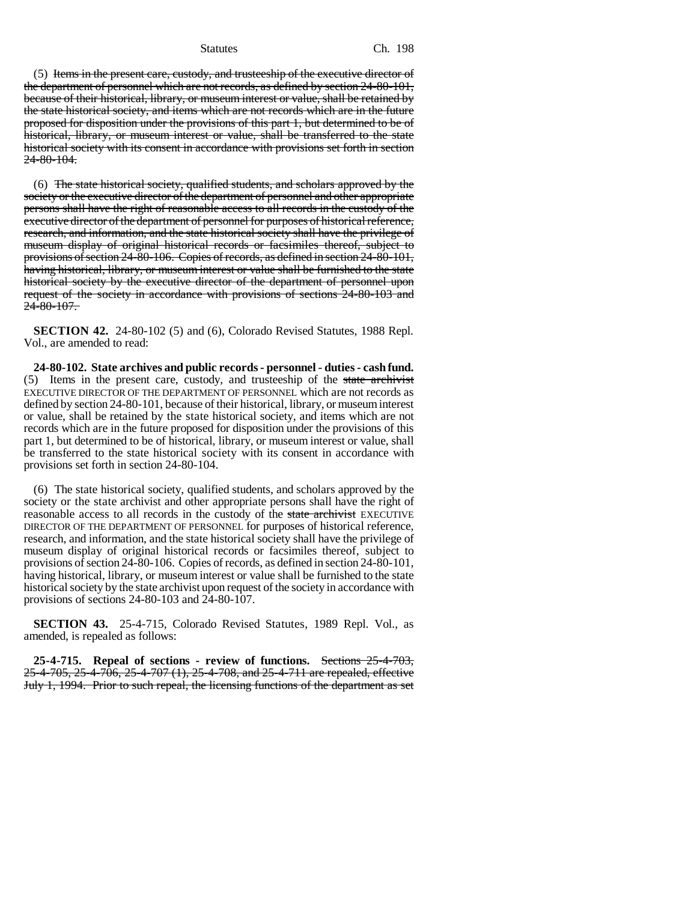(5) ~~Items in the present care, custody, and trusteeship of the executive director of the department of personnel which are not records, as defined by section 24-80-101, because of their historical, library, or museum interest or value, shall be retained by the state historical society, and items which are not records which are in the future proposed for disposition under the provisions of this part 1, but determined to be of historical, library, or museum interest or value, shall be transferred to the state historical society with its consent in accordance with provisions set forth in section 24-80-104.~~

(6) ~~The state historical society, qualified students, and scholars approved by the society or the executive director of the department of personnel and other appropriate persons shall have the right of reasonable access to all records in the custody of the executive director of the department of personnel for purposes of historical reference, research, and information, and the state historical society shall have the privilege of museum display of original historical records or facsimiles thereof, subject to provisions of section 24-80-106. Copies of records, as defined in section 24-80-101, having historical, library, or museum interest or value shall be furnished to the state historical society by the executive director of the department of personnel upon request of the society in accordance with provisions of sections 24-80-103 and 24-80-107.~~

**SECTION 42.** 24-80-102 (5) and (6), Colorado Revised Statutes, 1988 Repl. Vol., are amended to read:

**24-80-102. State archives and public records - personnel - duties - cash fund.** (5) Items in the present care, custody, and trusteeship of the ~~state archivist~~ EXECUTIVE DIRECTOR OF THE DEPARTMENT OF PERSONNEL which are not records as defined by section 24-80-101, because of their historical, library, or museum interest or value, shall be retained by the state historical society, and items which are not records which are in the future proposed for disposition under the provisions of this part 1, but determined to be of historical, library, or museum interest or value, shall be transferred to the state historical society with its consent in accordance with provisions set forth in section 24-80-104.

(6) The state historical society, qualified students, and scholars approved by the society or the state archivist and other appropriate persons shall have the right of reasonable access to all records in the custody of the ~~state archivist~~ EXECUTIVE DIRECTOR OF THE DEPARTMENT OF PERSONNEL for purposes of historical reference, research, and information, and the state historical society shall have the privilege of museum display of original historical records or facsimiles thereof, subject to provisions of section 24-80-106. Copies of records, as defined in section 24-80-101, having historical, library, or museum interest or value shall be furnished to the state historical society by the state archivist upon request of the society in accordance with provisions of sections 24-80-103 and 24-80-107.

**SECTION 43.** 25-4-715, Colorado Revised Statutes, 1989 Repl. Vol., as amended, is repealed as follows:

**25-4-715. Repeal of sections - review of functions.** ~~Sections 25-4-703, 25-4-705, 25-4-706, 25-4-707 (1), 25-4-708, and 25-4-711 are repealed, effective July 1, 1994. Prior to such repeal, the licensing functions of the department as set~~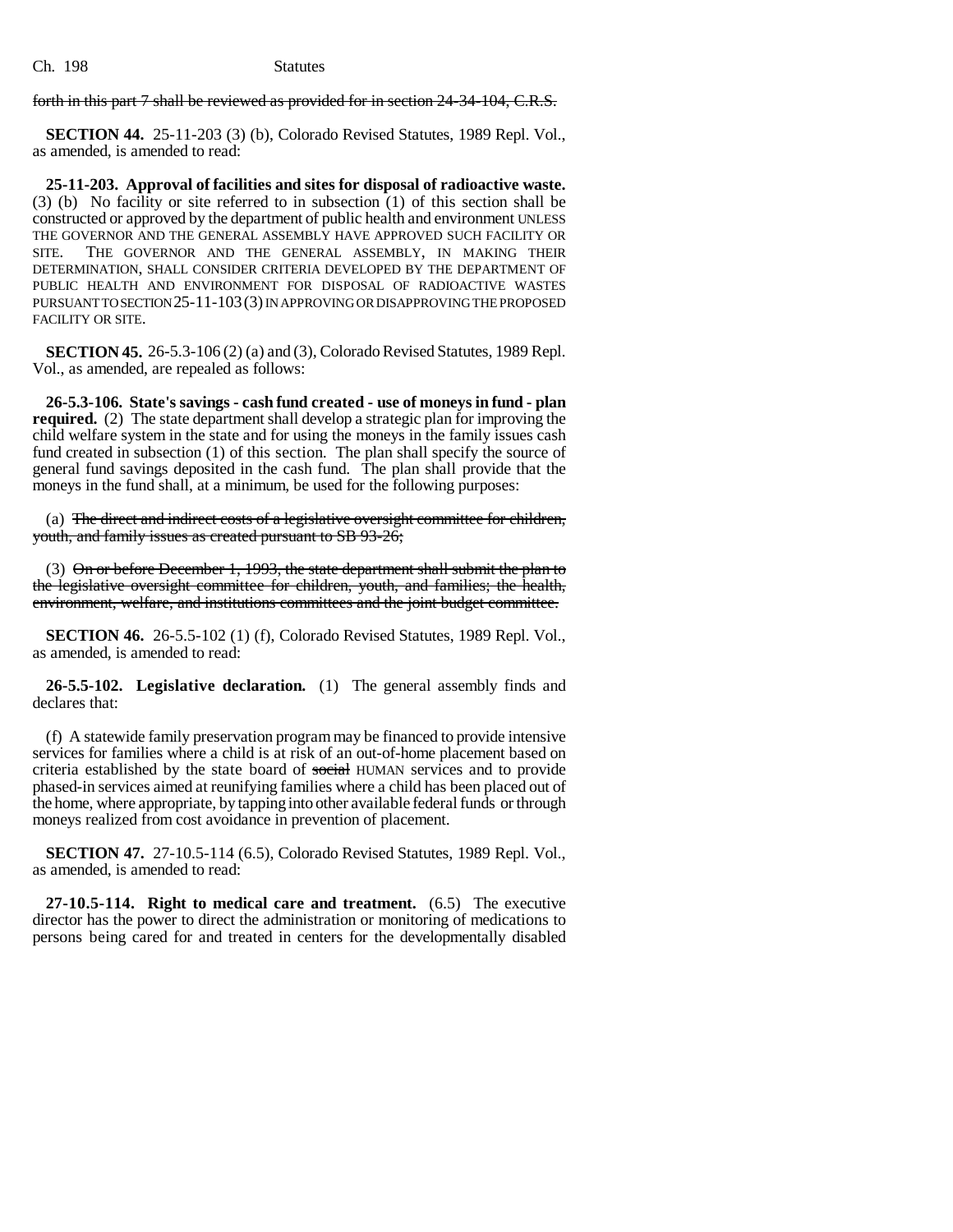~~forth in this part 7 shall be reviewed as provided for in section 24-34-104, C.R.S.~~

**SECTION 44.** 25-11-203 (3) (b), Colorado Revised Statutes, 1989 Repl. Vol., as amended, is amended to read:

**25-11-203. Approval of facilities and sites for disposal of radioactive waste.** (3) (b) No facility or site referred to in subsection (1) of this section shall be constructed or approved by the department of public health and environment UNLESS THE GOVERNOR AND THE GENERAL ASSEMBLY HAVE APPROVED SUCH FACILITY OR SITE. THE GOVERNOR AND THE GENERAL ASSEMBLY, IN MAKING THEIR DETERMINATION, SHALL CONSIDER CRITERIA DEVELOPED BY THE DEPARTMENT OF PUBLIC HEALTH AND ENVIRONMENT FOR DISPOSAL OF RADIOACTIVE WASTES PURSUANT TO SECTION 25-11-103 (3) IN APPROVING OR DISAPPROVING THE PROPOSED FACILITY OR SITE.

**SECTION 45.** 26-5.3-106 (2) (a) and (3), Colorado Revised Statutes, 1989 Repl. Vol., as amended, are repealed as follows:

**26-5.3-106. State's savings - cash fund created - use of moneys in fund - plan required.** (2) The state department shall develop a strategic plan for improving the child welfare system in the state and for using the moneys in the family issues cash fund created in subsection (1) of this section. The plan shall specify the source of general fund savings deposited in the cash fund. The plan shall provide that the moneys in the fund shall, at a minimum, be used for the following purposes:

(a) ~~The direct and indirect costs of a legislative oversight committee for children, youth, and family issues as created pursuant to SB 93-26;~~

(3) ~~On or before December 1, 1993, the state department shall submit the plan to the legislative oversight committee for children, youth, and families; the health, environment, welfare, and institutions committees and the joint budget committee.~~

**SECTION 46.** 26-5.5-102 (1) (f), Colorado Revised Statutes, 1989 Repl. Vol., as amended, is amended to read:

**26-5.5-102. Legislative declaration.** (1) The general assembly finds and declares that:

(f) A statewide family preservation program may be financed to provide intensive services for families where a child is at risk of an out-of-home placement based on criteria established by the state board of ~~social~~ HUMAN services and to provide phased-in services aimed at reunifying families where a child has been placed out of the home, where appropriate, by tapping into other available federal funds or through moneys realized from cost avoidance in prevention of placement.

**SECTION 47.** 27-10.5-114 (6.5), Colorado Revised Statutes, 1989 Repl. Vol., as amended, is amended to read:

**27-10.5-114. Right to medical care and treatment.** (6.5) The executive director has the power to direct the administration or monitoring of medications to persons being cared for and treated in centers for the developmentally disabled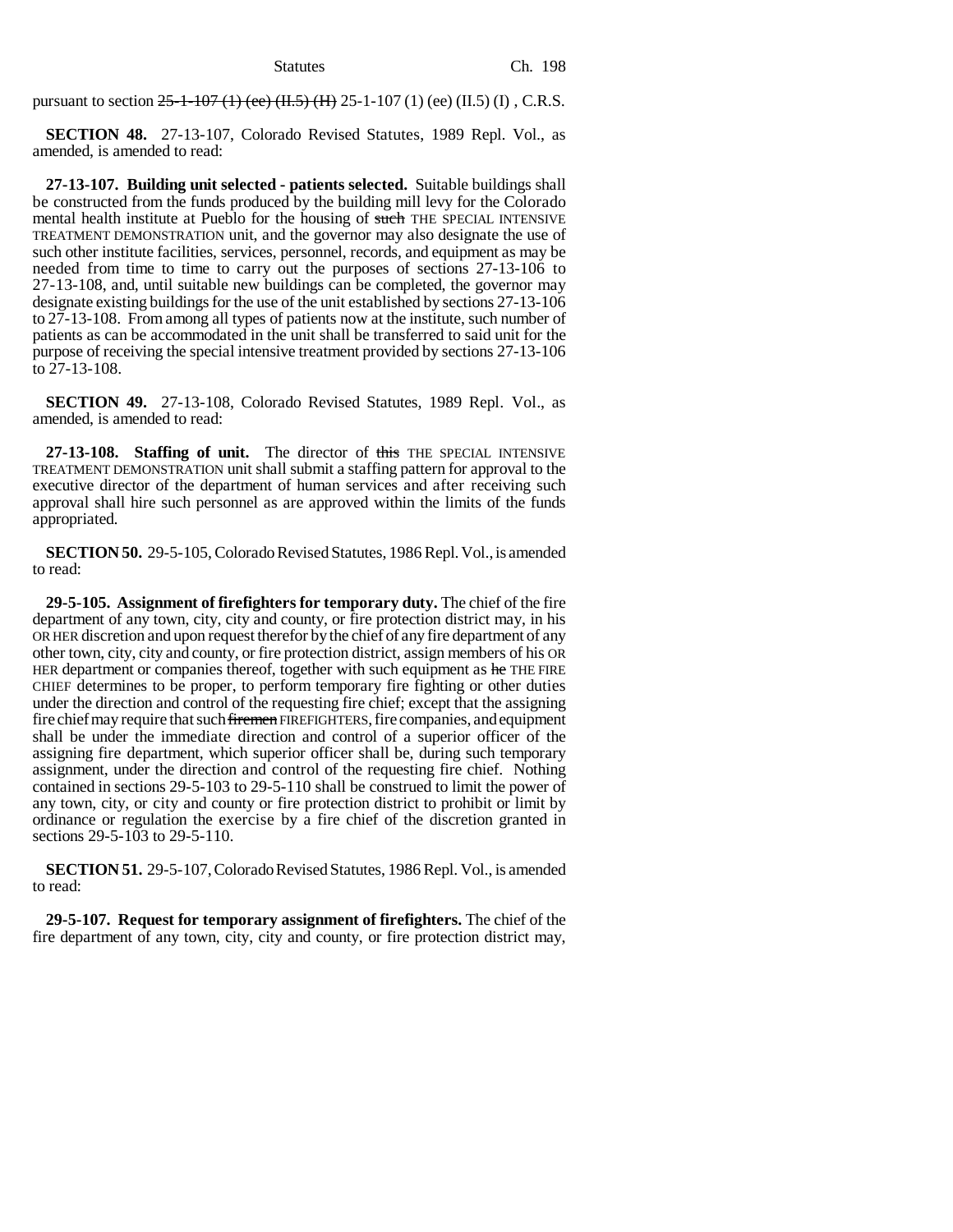pursuant to section ~~25-1-107 (1) (ee) (II.5) (H)~~ 25-1-107 (1) (ee) (II.5) (I) , C.R.S.

**SECTION 48.** 27-13-107, Colorado Revised Statutes, 1989 Repl. Vol., as amended, is amended to read:

**27-13-107. Building unit selected - patients selected.** Suitable buildings shall be constructed from the funds produced by the building mill levy for the Colorado mental health institute at Pueblo for the housing of ~~such~~ THE SPECIAL INTENSIVE TREATMENT DEMONSTRATION unit, and the governor may also designate the use of such other institute facilities, services, personnel, records, and equipment as may be needed from time to time to carry out the purposes of sections 27-13-106 to 27-13-108, and, until suitable new buildings can be completed, the governor may designate existing buildings for the use of the unit established by sections 27-13-106 to 27-13-108. From among all types of patients now at the institute, such number of patients as can be accommodated in the unit shall be transferred to said unit for the purpose of receiving the special intensive treatment provided by sections 27-13-106 to 27-13-108.

**SECTION 49.** 27-13-108, Colorado Revised Statutes, 1989 Repl. Vol., as amended, is amended to read:

**27-13-108. Staffing of unit.** The director of ~~this~~ THE SPECIAL INTENSIVE TREATMENT DEMONSTRATION unit shall submit a staffing pattern for approval to the executive director of the department of human services and after receiving such approval shall hire such personnel as are approved within the limits of the funds appropriated.

**SECTION 50.** 29-5-105, Colorado Revised Statutes, 1986 Repl. Vol., is amended to read:

**29-5-105. Assignment of firefighters for temporary duty.** The chief of the fire department of any town, city, city and county, or fire protection district may, in his OR HER discretion and upon request therefor by the chief of any fire department of any other town, city, city and county, or fire protection district, assign members of his OR HER department or companies thereof, together with such equipment as ~~he~~ THE FIRE CHIEF determines to be proper, to perform temporary fire fighting or other duties under the direction and control of the requesting fire chief; except that the assigning fire chief may require that such ~~firemen~~ FIREFIGHTERS, fire companies, and equipment shall be under the immediate direction and control of a superior officer of the assigning fire department, which superior officer shall be, during such temporary assignment, under the direction and control of the requesting fire chief. Nothing contained in sections 29-5-103 to 29-5-110 shall be construed to limit the power of any town, city, or city and county or fire protection district to prohibit or limit by ordinance or regulation the exercise by a fire chief of the discretion granted in sections 29-5-103 to 29-5-110.

**SECTION 51.** 29-5-107, Colorado Revised Statutes, 1986 Repl. Vol., is amended to read:

**29-5-107. Request for temporary assignment of firefighters.** The chief of the fire department of any town, city, city and county, or fire protection district may,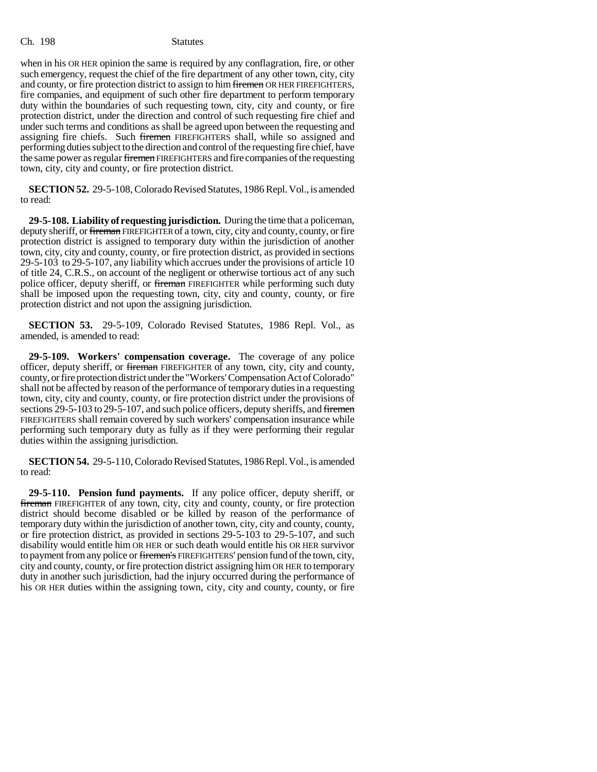when in his OR HER opinion the same is required by any conflagration, fire, or other such emergency, request the chief of the fire department of any other town, city, city and county, or fire protection district to assign to him ~~firemen~~ OR HER FIREFIGHTERS, fire companies, and equipment of such other fire department to perform temporary duty within the boundaries of such requesting town, city, city and county, or fire protection district, under the direction and control of such requesting fire chief and under such terms and conditions as shall be agreed upon between the requesting and assigning fire chiefs. Such ~~firemen~~ FIREFIGHTERS shall, while so assigned and performing duties subject to the direction and control of the requesting fire chief, have the same power as regular ~~firemen~~ FIREFIGHTERS and fire companies of the requesting town, city, city and county, or fire protection district.

**SECTION 52.** 29-5-108, Colorado Revised Statutes, 1986 Repl. Vol., is amended to read:

**29-5-108. Liability of requesting jurisdiction.** During the time that a policeman, deputy sheriff, or ~~fireman~~ FIREFIGHTER of a town, city, city and county, county, or fire protection district is assigned to temporary duty within the jurisdiction of another town, city, city and county, county, or fire protection district, as provided in sections 29-5-103 to 29-5-107, any liability which accrues under the provisions of article 10 of title 24, C.R.S., on account of the negligent or otherwise tortious act of any such police officer, deputy sheriff, or ~~fireman~~ FIREFIGHTER while performing such duty shall be imposed upon the requesting town, city, city and county, county, or fire protection district and not upon the assigning jurisdiction.

**SECTION 53.** 29-5-109, Colorado Revised Statutes, 1986 Repl. Vol., as amended, is amended to read:

**29-5-109. Workers' compensation coverage.** The coverage of any police officer, deputy sheriff, or ~~fireman~~ FIREFIGHTER of any town, city, city and county, county, or fire protection district under the "Workers' Compensation Act of Colorado" shall not be affected by reason of the performance of temporary duties in a requesting town, city, city and county, county, or fire protection district under the provisions of sections 29-5-103 to 29-5-107, and such police officers, deputy sheriffs, and ~~firemen~~ FIREFIGHTERS shall remain covered by such workers' compensation insurance while performing such temporary duty as fully as if they were performing their regular duties within the assigning jurisdiction.

**SECTION 54.** 29-5-110, Colorado Revised Statutes, 1986 Repl. Vol., is amended to read:

**29-5-110. Pension fund payments.** If any police officer, deputy sheriff, or ~~fireman~~ FIREFIGHTER of any town, city, city and county, county, or fire protection district should become disabled or be killed by reason of the performance of temporary duty within the jurisdiction of another town, city, city and county, county, or fire protection district, as provided in sections 29-5-103 to 29-5-107, and such disability would entitle him OR HER or such death would entitle his OR HER survivor to payment from any police or ~~firemen's~~ FIREFIGHTERS' pension fund of the town, city, city and county, county, or fire protection district assigning him OR HER to temporary duty in another such jurisdiction, had the injury occurred during the performance of his OR HER duties within the assigning town, city, city and county, county, or fire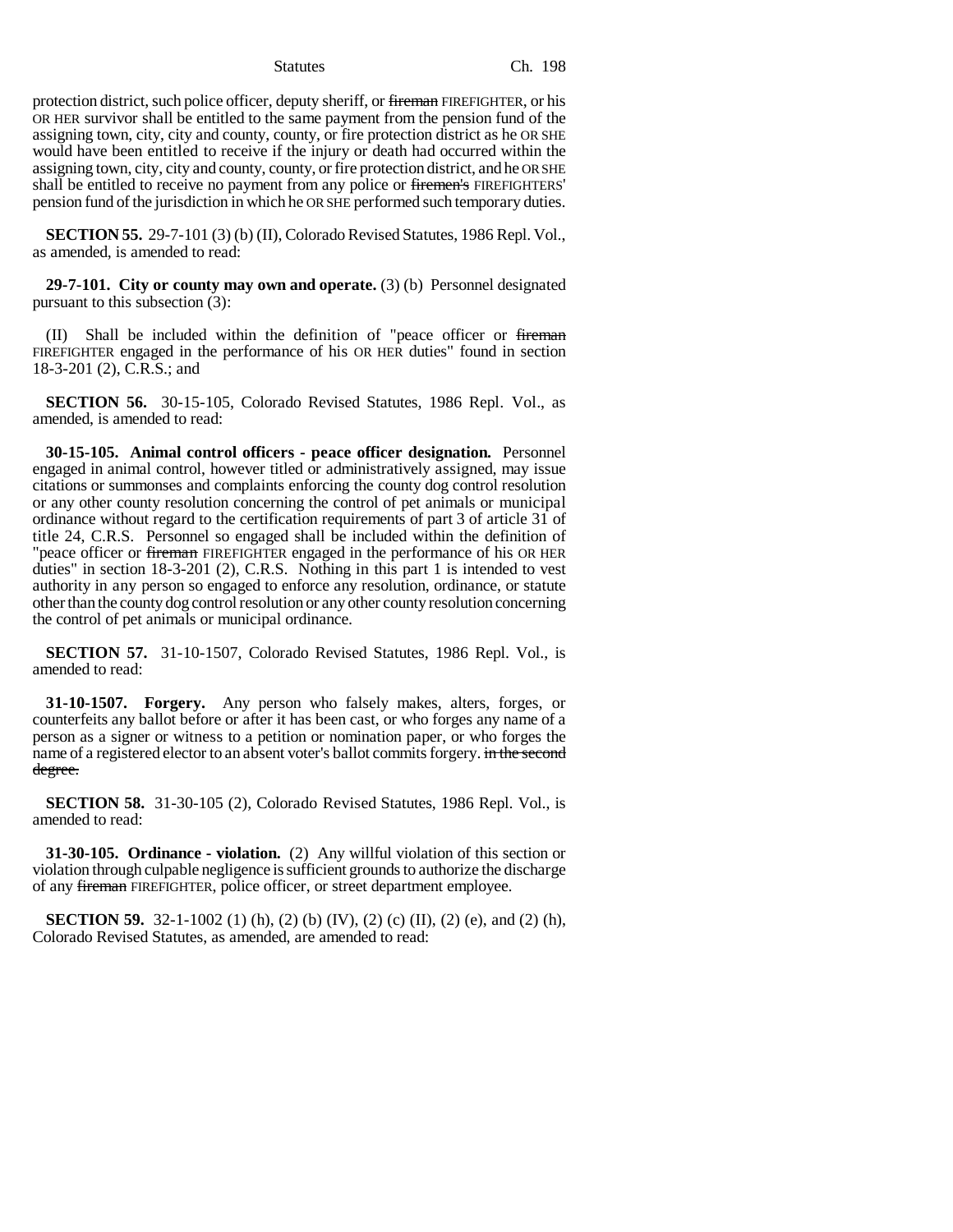protection district, such police officer, deputy sheriff, or ~~fireman~~ FIREFIGHTER, or his OR HER survivor shall be entitled to the same payment from the pension fund of the assigning town, city, city and county, county, or fire protection district as he OR SHE would have been entitled to receive if the injury or death had occurred within the assigning town, city, city and county, county, or fire protection district, and he OR SHE shall be entitled to receive no payment from any police or ~~firemen's~~ FIREFIGHTERS' pension fund of the jurisdiction in which he OR SHE performed such temporary duties.

**SECTION 55.** 29-7-101 (3) (b) (II), Colorado Revised Statutes, 1986 Repl. Vol., as amended, is amended to read:

**29-7-101. City or county may own and operate.** (3) (b) Personnel designated pursuant to this subsection (3):

(II) Shall be included within the definition of "peace officer or ~~fireman~~ FIREFIGHTER engaged in the performance of his OR HER duties" found in section 18-3-201 (2), C.R.S.; and

**SECTION 56.** 30-15-105, Colorado Revised Statutes, 1986 Repl. Vol., as amended, is amended to read:

**30-15-105. Animal control officers - peace officer designation.** Personnel engaged in animal control, however titled or administratively assigned, may issue citations or summonses and complaints enforcing the county dog control resolution or any other county resolution concerning the control of pet animals or municipal ordinance without regard to the certification requirements of part 3 of article 31 of title 24, C.R.S. Personnel so engaged shall be included within the definition of "peace officer or ~~fireman~~ FIREFIGHTER engaged in the performance of his OR HER duties" in section 18-3-201 (2), C.R.S. Nothing in this part 1 is intended to vest authority in any person so engaged to enforce any resolution, ordinance, or statute other than the county dog control resolution or any other county resolution concerning the control of pet animals or municipal ordinance.

**SECTION 57.** 31-10-1507, Colorado Revised Statutes, 1986 Repl. Vol., is amended to read:

**31-10-1507. Forgery.** Any person who falsely makes, alters, forges, or counterfeits any ballot before or after it has been cast, or who forges any name of a person as a signer or witness to a petition or nomination paper, or who forges the name of a registered elector to an absent voter's ballot commits forgery. ~~in the second degree.~~

**SECTION 58.** 31-30-105 (2), Colorado Revised Statutes, 1986 Repl. Vol., is amended to read:

**31-30-105. Ordinance - violation.** (2) Any willful violation of this section or violation through culpable negligence is sufficient grounds to authorize the discharge of any ~~fireman~~ FIREFIGHTER, police officer, or street department employee.

**SECTION 59.** 32-1-1002 (1) (h), (2) (b) (IV), (2) (c) (II), (2) (e), and (2) (h), Colorado Revised Statutes, as amended, are amended to read: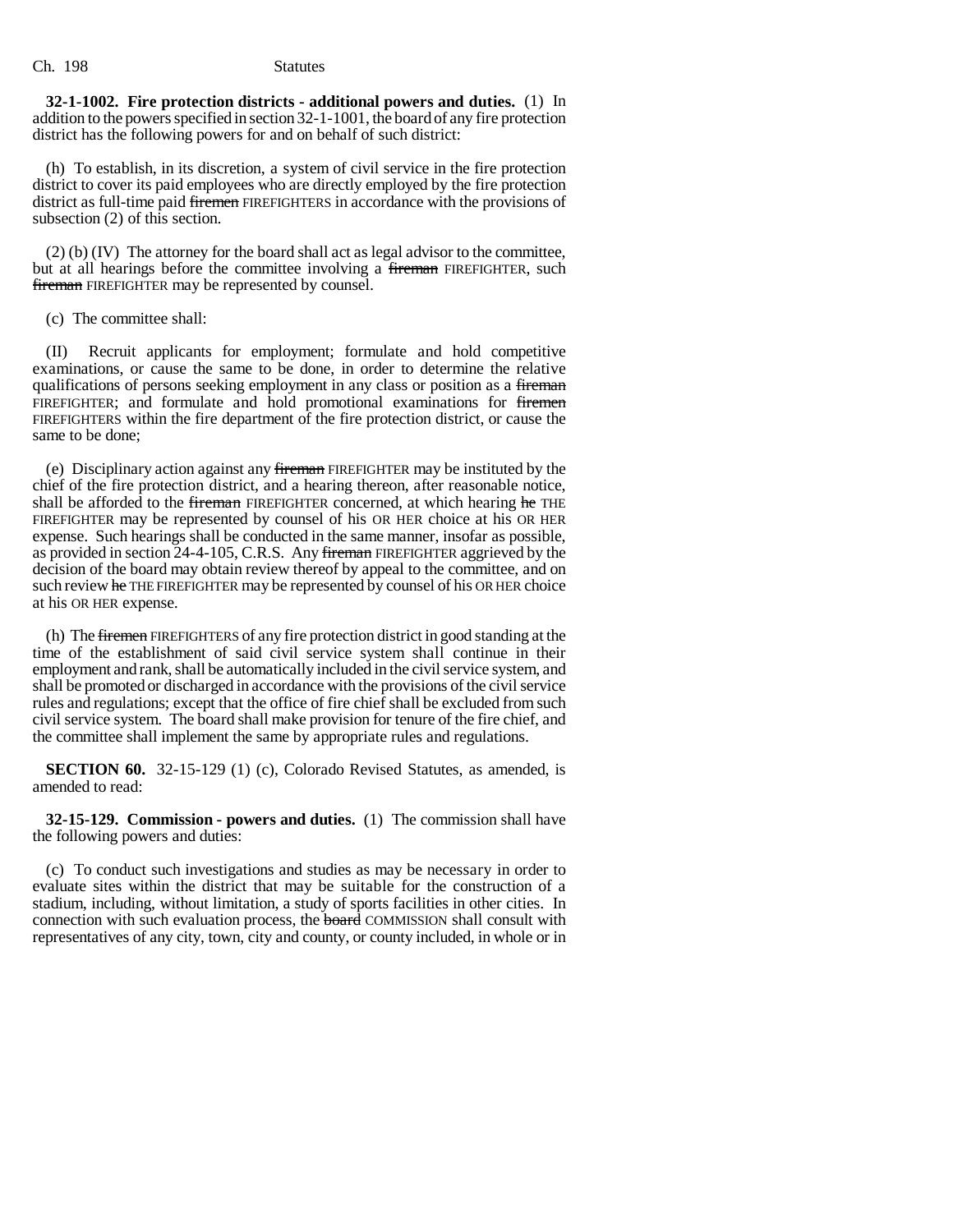**32-1-1002. Fire protection districts - additional powers and duties.** (1) In addition to the powers specified in section 32-1-1001, the board of any fire protection district has the following powers for and on behalf of such district:

(h) To establish, in its discretion, a system of civil service in the fire protection district to cover its paid employees who are directly employed by the fire protection district as full-time paid ~~firemen~~ FIREFIGHTERS in accordance with the provisions of subsection (2) of this section.

(2) (b) (IV) The attorney for the board shall act as legal advisor to the committee, but at all hearings before the committee involving a ~~fireman~~ FIREFIGHTER, such ~~fireman~~ FIREFIGHTER may be represented by counsel.

(c) The committee shall:

(II) Recruit applicants for employment; formulate and hold competitive examinations, or cause the same to be done, in order to determine the relative qualifications of persons seeking employment in any class or position as a ~~fireman~~ FIREFIGHTER; and formulate and hold promotional examinations for ~~firemen~~ FIREFIGHTERS within the fire department of the fire protection district, or cause the same to be done;

(e) Disciplinary action against any ~~fireman~~ FIREFIGHTER may be instituted by the chief of the fire protection district, and a hearing thereon, after reasonable notice, shall be afforded to the ~~fireman~~ FIREFIGHTER concerned, at which hearing ~~he~~ THE FIREFIGHTER may be represented by counsel of his OR HER choice at his OR HER expense. Such hearings shall be conducted in the same manner, insofar as possible, as provided in section 24-4-105, C.R.S. Any ~~fireman~~ FIREFIGHTER aggrieved by the decision of the board may obtain review thereof by appeal to the committee, and on such review ~~he~~ THE FIREFIGHTER may be represented by counsel of his OR HER choice at his OR HER expense.

(h) The ~~firemen~~ FIREFIGHTERS of any fire protection district in good standing at the time of the establishment of said civil service system shall continue in their employment and rank, shall be automatically included in the civil service system, and shall be promoted or discharged in accordance with the provisions of the civil service rules and regulations; except that the office of fire chief shall be excluded from such civil service system. The board shall make provision for tenure of the fire chief, and the committee shall implement the same by appropriate rules and regulations.

**SECTION 60.** 32-15-129 (1) (c), Colorado Revised Statutes, as amended, is amended to read:

**32-15-129. Commission - powers and duties.** (1) The commission shall have the following powers and duties:

(c) To conduct such investigations and studies as may be necessary in order to evaluate sites within the district that may be suitable for the construction of a stadium, including, without limitation, a study of sports facilities in other cities. In connection with such evaluation process, the ~~board~~ COMMISSION shall consult with representatives of any city, town, city and county, or county included, in whole or in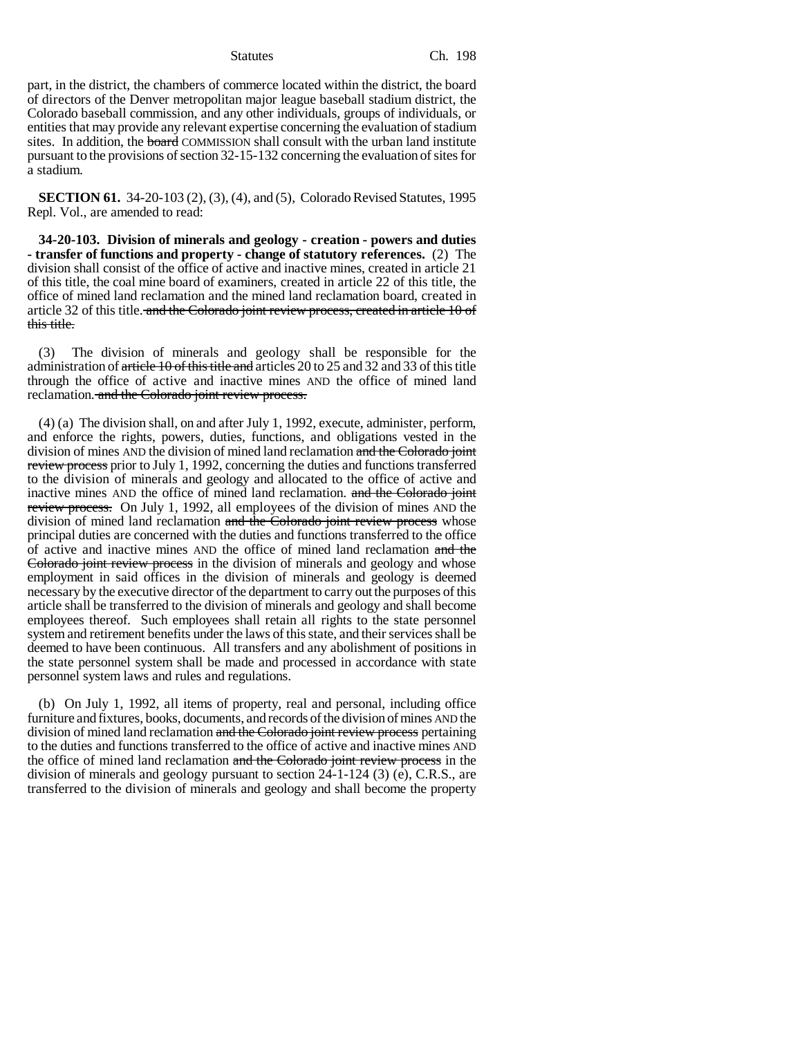part, in the district, the chambers of commerce located within the district, the board of directors of the Denver metropolitan major league baseball stadium district, the Colorado baseball commission, and any other individuals, groups of individuals, or entities that may provide any relevant expertise concerning the evaluation of stadium sites. In addition, the ~~board~~ COMMISSION shall consult with the urban land institute pursuant to the provisions of section 32-15-132 concerning the evaluation of sites for a stadium.

**SECTION 61.** 34-20-103 (2), (3), (4), and (5), Colorado Revised Statutes, 1995 Repl. Vol., are amended to read:

**34-20-103. Division of minerals and geology - creation - powers and duties - transfer of functions and property - change of statutory references.** (2) The division shall consist of the office of active and inactive mines, created in article 21 of this title, the coal mine board of examiners, created in article 22 of this title, the office of mined land reclamation and the mined land reclamation board, created in article 32 of this title. ~~and the Colorado joint review process, created in article 10 of this title.~~

(3) The division of minerals and geology shall be responsible for the administration of ~~article 10 of this title and~~ articles 20 to 25 and 32 and 33 of this title through the office of active and inactive mines AND the office of mined land reclamation. ~~and the Colorado joint review process.~~

(4) (a) The division shall, on and after July 1, 1992, execute, administer, perform, and enforce the rights, powers, duties, functions, and obligations vested in the division of mines AND the division of mined land reclamation ~~and the Colorado joint review process~~ prior to July 1, 1992, concerning the duties and functions transferred to the division of minerals and geology and allocated to the office of active and inactive mines AND the office of mined land reclamation. ~~and the Colorado joint review process.~~ On July 1, 1992, all employees of the division of mines AND the division of mined land reclamation ~~and the Colorado joint review process~~ whose principal duties are concerned with the duties and functions transferred to the office of active and inactive mines AND the office of mined land reclamation ~~and the Colorado joint review process~~ in the division of minerals and geology and whose employment in said offices in the division of minerals and geology is deemed necessary by the executive director of the department to carry out the purposes of this article shall be transferred to the division of minerals and geology and shall become employees thereof. Such employees shall retain all rights to the state personnel system and retirement benefits under the laws of this state, and their services shall be deemed to have been continuous. All transfers and any abolishment of positions in the state personnel system shall be made and processed in accordance with state personnel system laws and rules and regulations.

(b) On July 1, 1992, all items of property, real and personal, including office furniture and fixtures, books, documents, and records of the division of mines AND the division of mined land reclamation ~~and the Colorado joint review process~~ pertaining to the duties and functions transferred to the office of active and inactive mines AND the office of mined land reclamation ~~and the Colorado joint review process~~ in the division of minerals and geology pursuant to section 24-1-124 (3) (e), C.R.S., are transferred to the division of minerals and geology and shall become the property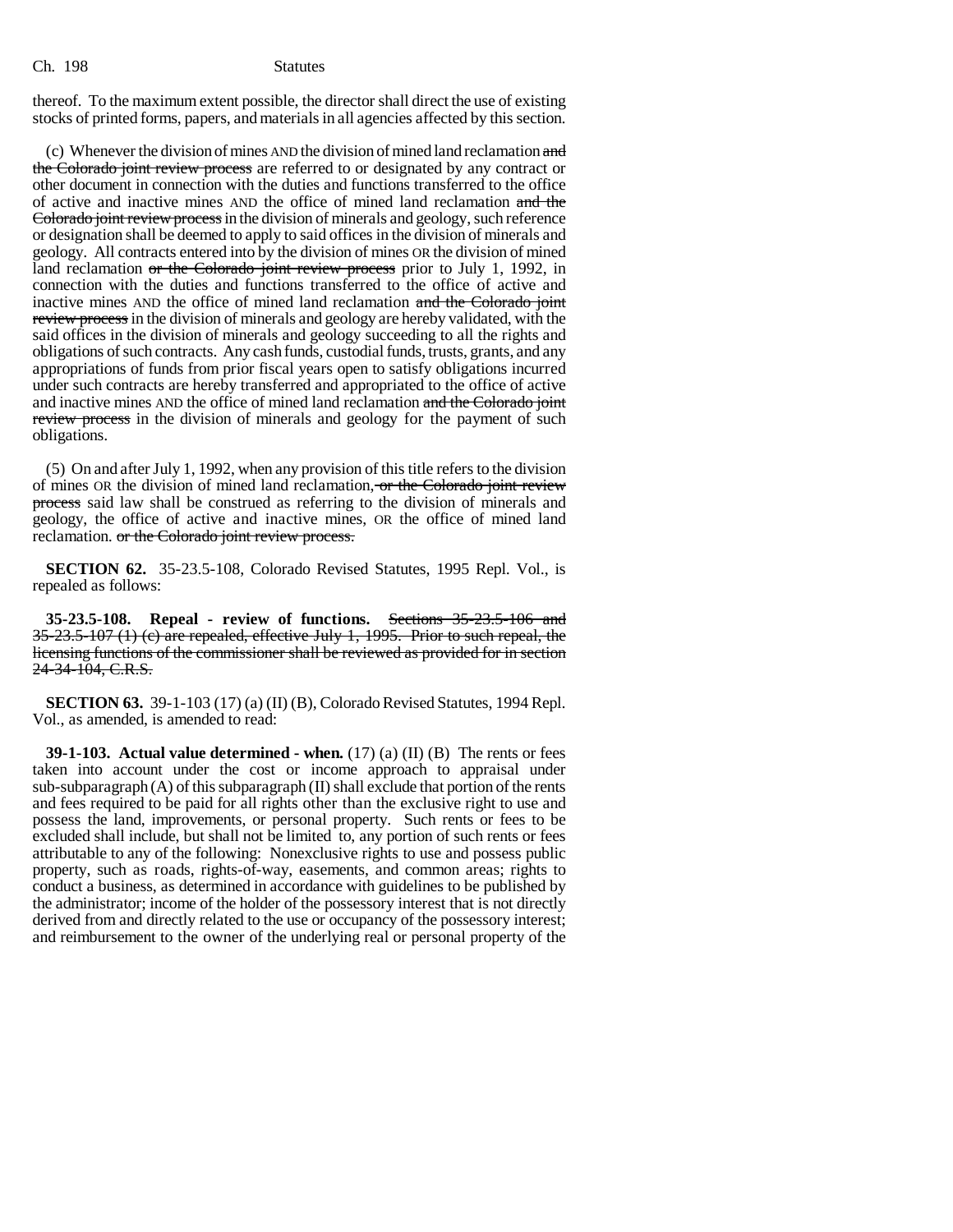thereof. To the maximum extent possible, the director shall direct the use of existing stocks of printed forms, papers, and materials in all agencies affected by this section.

(c) Whenever the division of mines AND the division of mined land reclamation ~~and the Colorado joint review process~~ are referred to or designated by any contract or other document in connection with the duties and functions transferred to the office of active and inactive mines AND the office of mined land reclamation ~~and the Colorado joint review process~~ in the division of minerals and geology, such reference or designation shall be deemed to apply to said offices in the division of minerals and geology. All contracts entered into by the division of mines OR the division of mined land reclamation ~~or the Colorado joint review process~~ prior to July 1, 1992, in connection with the duties and functions transferred to the office of active and inactive mines AND the office of mined land reclamation ~~and the Colorado joint review process~~ in the division of minerals and geology are hereby validated, with the said offices in the division of minerals and geology succeeding to all the rights and obligations of such contracts. Any cash funds, custodial funds, trusts, grants, and any appropriations of funds from prior fiscal years open to satisfy obligations incurred under such contracts are hereby transferred and appropriated to the office of active and inactive mines AND the office of mined land reclamation ~~and the Colorado joint review process~~ in the division of minerals and geology for the payment of such obligations.

(5) On and after July 1, 1992, when any provision of this title refers to the division of mines OR the division of mined land reclamation~~, or the Colorado joint review process~~ said law shall be construed as referring to the division of minerals and geology, the office of active and inactive mines, OR the office of mined land reclamation. ~~or the Colorado joint review process.~~

**SECTION 62.** 35-23.5-108, Colorado Revised Statutes, 1995 Repl. Vol., is repealed as follows:

**35-23.5-108. Repeal - review of functions.** ~~Sections 35-23.5-106 and 35-23.5-107 (1) (c) are repealed, effective July 1, 1995. Prior to such repeal, the licensing functions of the commissioner shall be reviewed as provided for in section 24-34-104, C.R.S.~~

**SECTION 63.** 39-1-103 (17) (a) (II) (B), Colorado Revised Statutes, 1994 Repl. Vol., as amended, is amended to read:

**39-1-103. Actual value determined - when.** (17) (a) (II) (B) The rents or fees taken into account under the cost or income approach to appraisal under sub-subparagraph (A) of this subparagraph (II) shall exclude that portion of the rents and fees required to be paid for all rights other than the exclusive right to use and possess the land, improvements, or personal property. Such rents or fees to be excluded shall include, but shall not be limited to, any portion of such rents or fees attributable to any of the following: Nonexclusive rights to use and possess public property, such as roads, rights-of-way, easements, and common areas; rights to conduct a business, as determined in accordance with guidelines to be published by the administrator; income of the holder of the possessory interest that is not directly derived from and directly related to the use or occupancy of the possessory interest; and reimbursement to the owner of the underlying real or personal property of the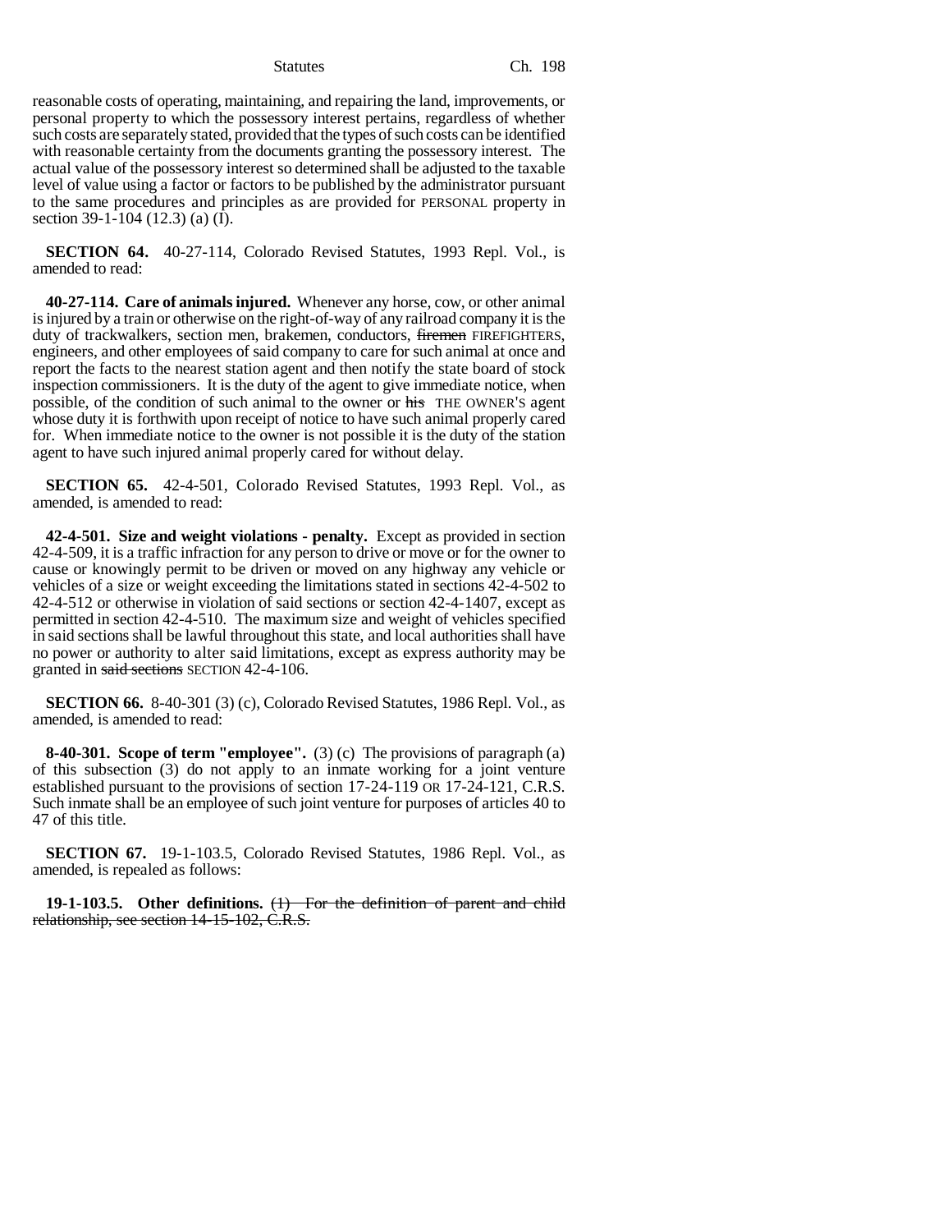reasonable costs of operating, maintaining, and repairing the land, improvements, or personal property to which the possessory interest pertains, regardless of whether such costs are separately stated, provided that the types of such costs can be identified with reasonable certainty from the documents granting the possessory interest. The actual value of the possessory interest so determined shall be adjusted to the taxable level of value using a factor or factors to be published by the administrator pursuant to the same procedures and principles as are provided for PERSONAL property in section 39-1-104 (12.3) (a) (I).

**SECTION 64.** 40-27-114, Colorado Revised Statutes, 1993 Repl. Vol., is amended to read:

**40-27-114. Care of animals injured.** Whenever any horse, cow, or other animal is injured by a train or otherwise on the right-of-way of any railroad company it is the duty of trackwalkers, section men, brakemen, conductors, ~~firemen~~ FIREFIGHTERS, engineers, and other employees of said company to care for such animal at once and report the facts to the nearest station agent and then notify the state board of stock inspection commissioners. It is the duty of the agent to give immediate notice, when possible, of the condition of such animal to the owner or ~~his~~ THE OWNER'S agent whose duty it is forthwith upon receipt of notice to have such animal properly cared for. When immediate notice to the owner is not possible it is the duty of the station agent to have such injured animal properly cared for without delay.

**SECTION 65.** 42-4-501, Colorado Revised Statutes, 1993 Repl. Vol., as amended, is amended to read:

**42-4-501. Size and weight violations - penalty.** Except as provided in section 42-4-509, it is a traffic infraction for any person to drive or move or for the owner to cause or knowingly permit to be driven or moved on any highway any vehicle or vehicles of a size or weight exceeding the limitations stated in sections 42-4-502 to 42-4-512 or otherwise in violation of said sections or section 42-4-1407, except as permitted in section 42-4-510. The maximum size and weight of vehicles specified in said sections shall be lawful throughout this state, and local authorities shall have no power or authority to alter said limitations, except as express authority may be granted in ~~said sections~~ SECTION 42-4-106.

**SECTION 66.** 8-40-301 (3) (c), Colorado Revised Statutes, 1986 Repl. Vol., as amended, is amended to read:

**8-40-301. Scope of term "employee".** (3) (c) The provisions of paragraph (a) of this subsection (3) do not apply to an inmate working for a joint venture established pursuant to the provisions of section 17-24-119 OR 17-24-121, C.R.S. Such inmate shall be an employee of such joint venture for purposes of articles 40 to 47 of this title.

**SECTION 67.** 19-1-103.5, Colorado Revised Statutes, 1986 Repl. Vol., as amended, is repealed as follows:

**19-1-103.5. Other definitions.** ~~(1) For the definition of parent and child relationship, see section 14-15-102, C.R.S.~~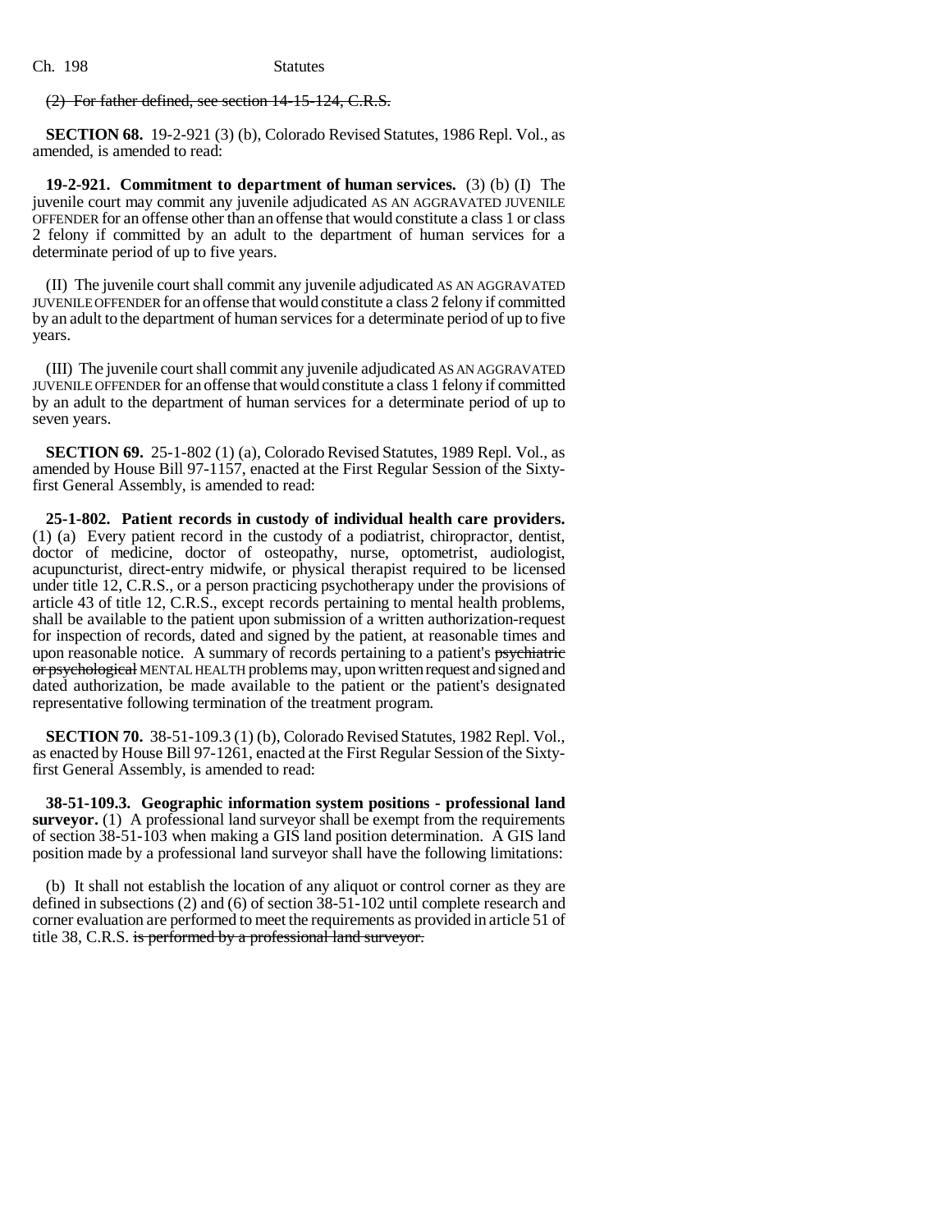(2) For father defined, see section 14-15-124, C.R.S.

**SECTION 68.** 19-2-921 (3) (b), Colorado Revised Statutes, 1986 Repl. Vol., as amended, is amended to read:

**19-2-921. Commitment to department of human services.** (3) (b) (I) The juvenile court may commit any juvenile adjudicated AS AN AGGRAVATED JUVENILE OFFENDER for an offense other than an offense that would constitute a class 1 or class 2 felony if committed by an adult to the department of human services for a determinate period of up to five years.

(II) The juvenile court shall commit any juvenile adjudicated AS AN AGGRAVATED JUVENILE OFFENDER for an offense that would constitute a class 2 felony if committed by an adult to the department of human services for a determinate period of up to five years.

(III) The juvenile court shall commit any juvenile adjudicated AS AN AGGRAVATED JUVENILE OFFENDER for an offense that would constitute a class 1 felony if committed by an adult to the department of human services for a determinate period of up to seven years.

**SECTION 69.** 25-1-802 (1) (a), Colorado Revised Statutes, 1989 Repl. Vol., as amended by House Bill 97-1157, enacted at the First Regular Session of the Sixty-first General Assembly, is amended to read:

**25-1-802. Patient records in custody of individual health care providers.** (1) (a) Every patient record in the custody of a podiatrist, chiropractor, dentist, doctor of medicine, doctor of osteopathy, nurse, optometrist, audiologist, acupuncturist, direct-entry midwife, or physical therapist required to be licensed under title 12, C.R.S., or a person practicing psychotherapy under the provisions of article 43 of title 12, C.R.S., except records pertaining to mental health problems, shall be available to the patient upon submission of a written authorization-request for inspection of records, dated and signed by the patient, at reasonable times and upon reasonable notice. A summary of records pertaining to a patient's psychiatric or psychological MENTAL HEALTH problems may, upon written request and signed and dated authorization, be made available to the patient or the patient's designated representative following termination of the treatment program.

**SECTION 70.** 38-51-109.3 (1) (b), Colorado Revised Statutes, 1982 Repl. Vol., as enacted by House Bill 97-1261, enacted at the First Regular Session of the Sixty-first General Assembly, is amended to read:

**38-51-109.3. Geographic information system positions - professional land surveyor.** (1) A professional land surveyor shall be exempt from the requirements of section 38-51-103 when making a GIS land position determination. A GIS land position made by a professional land surveyor shall have the following limitations:

(b) It shall not establish the location of any aliquot or control corner as they are defined in subsections (2) and (6) of section 38-51-102 until complete research and corner evaluation are performed to meet the requirements as provided in article 51 of title 38, C.R.S. is performed by a professional land surveyor.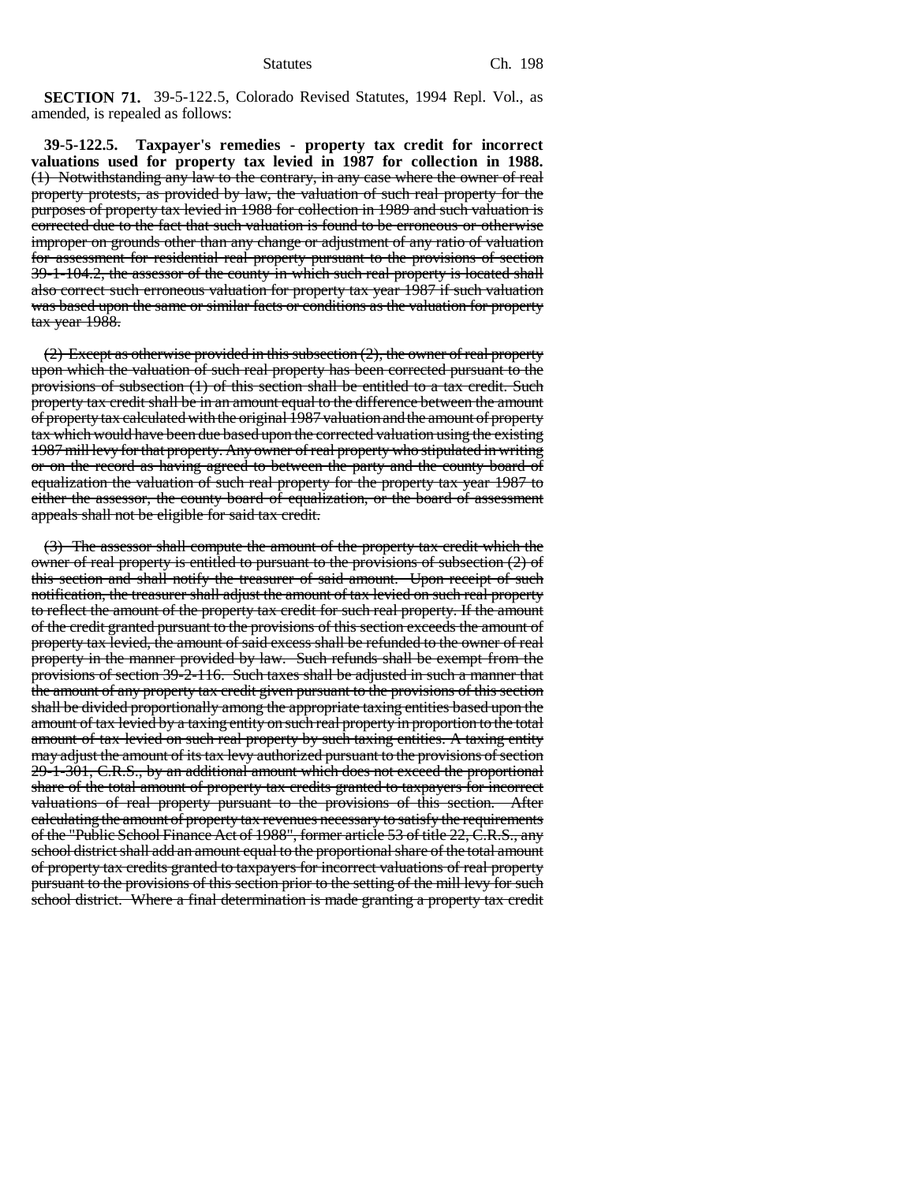**SECTION 71.** 39-5-122.5, Colorado Revised Statutes, 1994 Repl. Vol., as amended, is repealed as follows:

~~**39-5-122.5. Taxpayer's remedies - property tax credit for incorrect valuations used for property tax levied in 1987 for collection in 1988.** (1) Notwithstanding any law to the contrary, in any case where the owner of real property protests, as provided by law, the valuation of such real property for the purposes of property tax levied in 1988 for collection in 1989 and such valuation is corrected due to the fact that such valuation is found to be erroneous or otherwise improper on grounds other than any change or adjustment of any ratio of valuation for assessment for residential real property pursuant to the provisions of section 39-1-104.2, the assessor of the county in which such real property is located shall also correct such erroneous valuation for property tax year 1987 if such valuation was based upon the same or similar facts or conditions as the valuation for property tax year 1988.~~

~~(2) Except as otherwise provided in this subsection (2), the owner of real property upon which the valuation of such real property has been corrected pursuant to the provisions of subsection (1) of this section shall be entitled to a tax credit. Such property tax credit shall be in an amount equal to the difference between the amount of property tax calculated with the original 1987 valuation and the amount of property tax which would have been due based upon the corrected valuation using the existing 1987 mill levy for that property. Any owner of real property who stipulated in writing or on the record as having agreed to between the party and the county board of equalization the valuation of such real property for the property tax year 1987 to either the assessor, the county board of equalization, or the board of assessment appeals shall not be eligible for said tax credit.~~

~~(3) The assessor shall compute the amount of the property tax credit which the owner of real property is entitled to pursuant to the provisions of subsection (2) of this section and shall notify the treasurer of said amount. Upon receipt of such notification, the treasurer shall adjust the amount of tax levied on such real property to reflect the amount of the property tax credit for such real property. If the amount of the credit granted pursuant to the provisions of this section exceeds the amount of property tax levied, the amount of said excess shall be refunded to the owner of real property in the manner provided by law. Such refunds shall be exempt from the provisions of section 39-2-116. Such taxes shall be adjusted in such a manner that the amount of any property tax credit given pursuant to the provisions of this section shall be divided proportionally among the appropriate taxing entities based upon the amount of tax levied by a taxing entity on such real property in proportion to the total amount of tax levied on such real property by such taxing entities. A taxing entity may adjust the amount of its tax levy authorized pursuant to the provisions of section 29-1-301, C.R.S., by an additional amount which does not exceed the proportional share of the total amount of property tax credits granted to taxpayers for incorrect valuations of real property pursuant to the provisions of this section. After calculating the amount of property tax revenues necessary to satisfy the requirements of the "Public School Finance Act of 1988", former article 53 of title 22, C.R.S., any school district shall add an amount equal to the proportional share of the total amount of property tax credits granted to taxpayers for incorrect valuations of real property pursuant to the provisions of this section prior to the setting of the mill levy for such school district. Where a final determination is made granting a property tax credit~~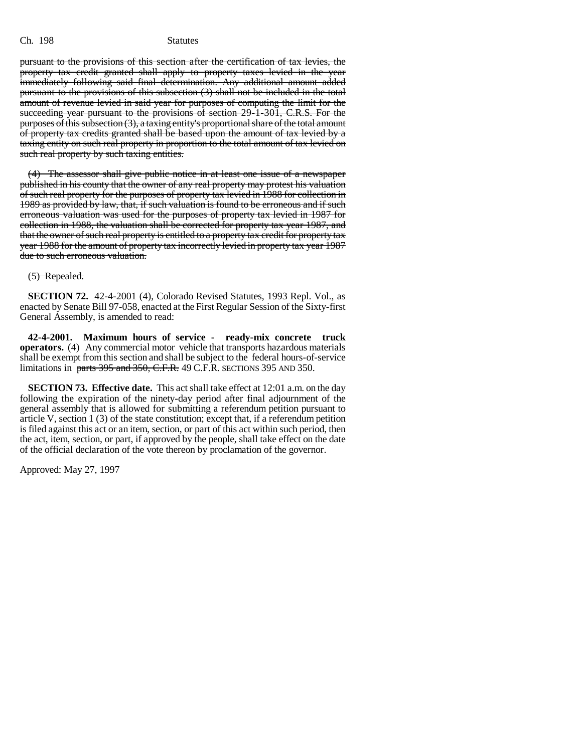~~pursuant to the provisions of this section after the certification of tax levies, the property tax credit granted shall apply to property taxes levied in the year immediately following said final determination. Any additional amount added pursuant to the provisions of this subsection (3) shall not be included in the total amount of revenue levied in said year for purposes of computing the limit for the succeeding year pursuant to the provisions of section 29-1-301, C.R.S. For the purposes of this subsection (3), a taxing entity's proportional share of the total amount of property tax credits granted shall be based upon the amount of tax levied by a taxing entity on such real property in proportion to the total amount of tax levied on such real property by such taxing entities.~~

~~(4) The assessor shall give public notice in at least one issue of a newspaper published in his county that the owner of any real property may protest his valuation of such real property for the purposes of property tax levied in 1988 for collection in 1989 as provided by law, that, if such valuation is found to be erroneous and if such erroneous valuation was used for the purposes of property tax levied in 1987 for collection in 1988, the valuation shall be corrected for property tax year 1987, and that the owner of such real property is entitled to a property tax credit for property tax year 1988 for the amount of property tax incorrectly levied in property tax year 1987 due to such erroneous valuation.~~

~~(5) Repealed.~~

**SECTION 72.** 42-4-2001 (4), Colorado Revised Statutes, 1993 Repl. Vol., as enacted by Senate Bill 97-058, enacted at the First Regular Session of the Sixty-first General Assembly, is amended to read:

**42-4-2001. Maximum hours of service - ready-mix concrete truck operators.** (4) Any commercial motor vehicle that transports hazardous materials shall be exempt from this section and shall be subject to the federal hours-of-service limitations in ~~parts 395 and 350, C.F.R.~~ 49 C.F.R. SECTIONS 395 AND 350.

**SECTION 73. Effective date.** This act shall take effect at 12:01 a.m. on the day following the expiration of the ninety-day period after final adjournment of the general assembly that is allowed for submitting a referendum petition pursuant to article V, section 1 (3) of the state constitution; except that, if a referendum petition is filed against this act or an item, section, or part of this act within such period, then the act, item, section, or part, if approved by the people, shall take effect on the date of the official declaration of the vote thereon by proclamation of the governor.

Approved: May 27, 1997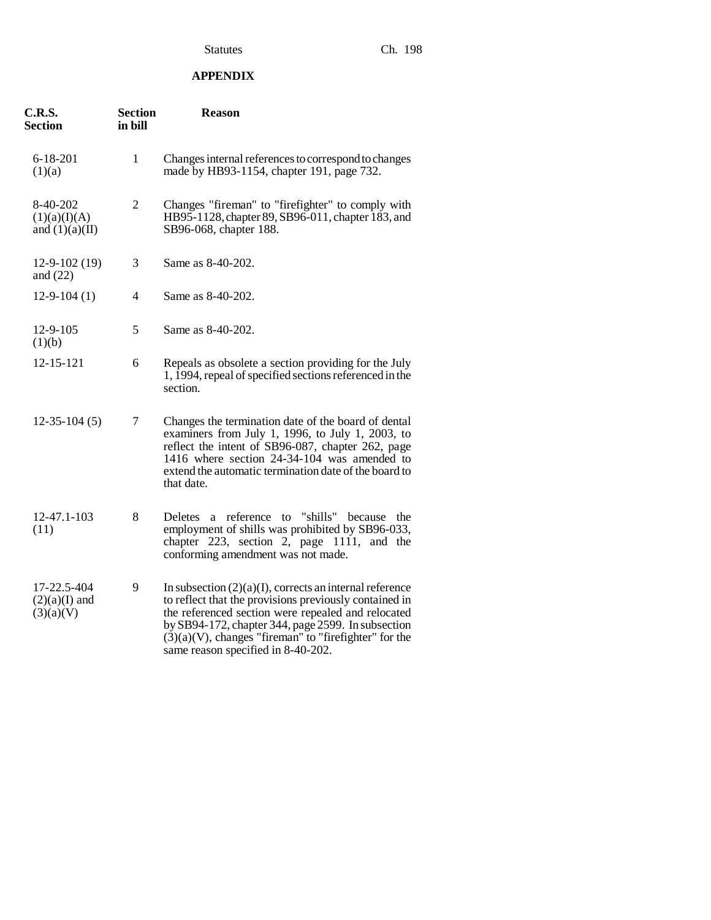## APPENDIX

| C.R.S. Section | Section in bill | Reason |
|---|---|---|
| 6-18-201 (1)(a) | 1 | Changes internal references to correspond to changes made by HB93-1154, chapter 191, page 732. |
| 8-40-202 (1)(a)(I)(A) and (1)(a)(II) | 2 | Changes "fireman" to "firefighter" to comply with HB95-1128, chapter 89, SB96-011, chapter 183, and SB96-068, chapter 188. |
| 12-9-102 (19) and (22) | 3 | Same as 8-40-202. |
| 12-9-104 (1) | 4 | Same as 8-40-202. |
| 12-9-105 (1)(b) | 5 | Same as 8-40-202. |
| 12-15-121 | 6 | Repeals as obsolete a section providing for the July 1, 1994, repeal of specified sections referenced in the section. |
| 12-35-104 (5) | 7 | Changes the termination date of the board of dental examiners from July 1, 1996, to July 1, 2003, to reflect the intent of SB96-087, chapter 262, page 1416 where section 24-34-104 was amended to extend the automatic termination date of the board to that date. |
| 12-47.1-103 (11) | 8 | Deletes a reference to "shills" because the employment of shills was prohibited by SB96-033, chapter 223, section 2, page 1111, and the conforming amendment was not made. |
| 17-22.5-404 (2)(a)(I) and (3)(a)(V) | 9 | In subsection (2)(a)(I), corrects an internal reference to reflect that the provisions previously contained in the referenced section were repealed and relocated by SB94-172, chapter 344, page 2599. In subsection (3)(a)(V), changes "fireman" to "firefighter" for the same reason specified in 8-40-202. |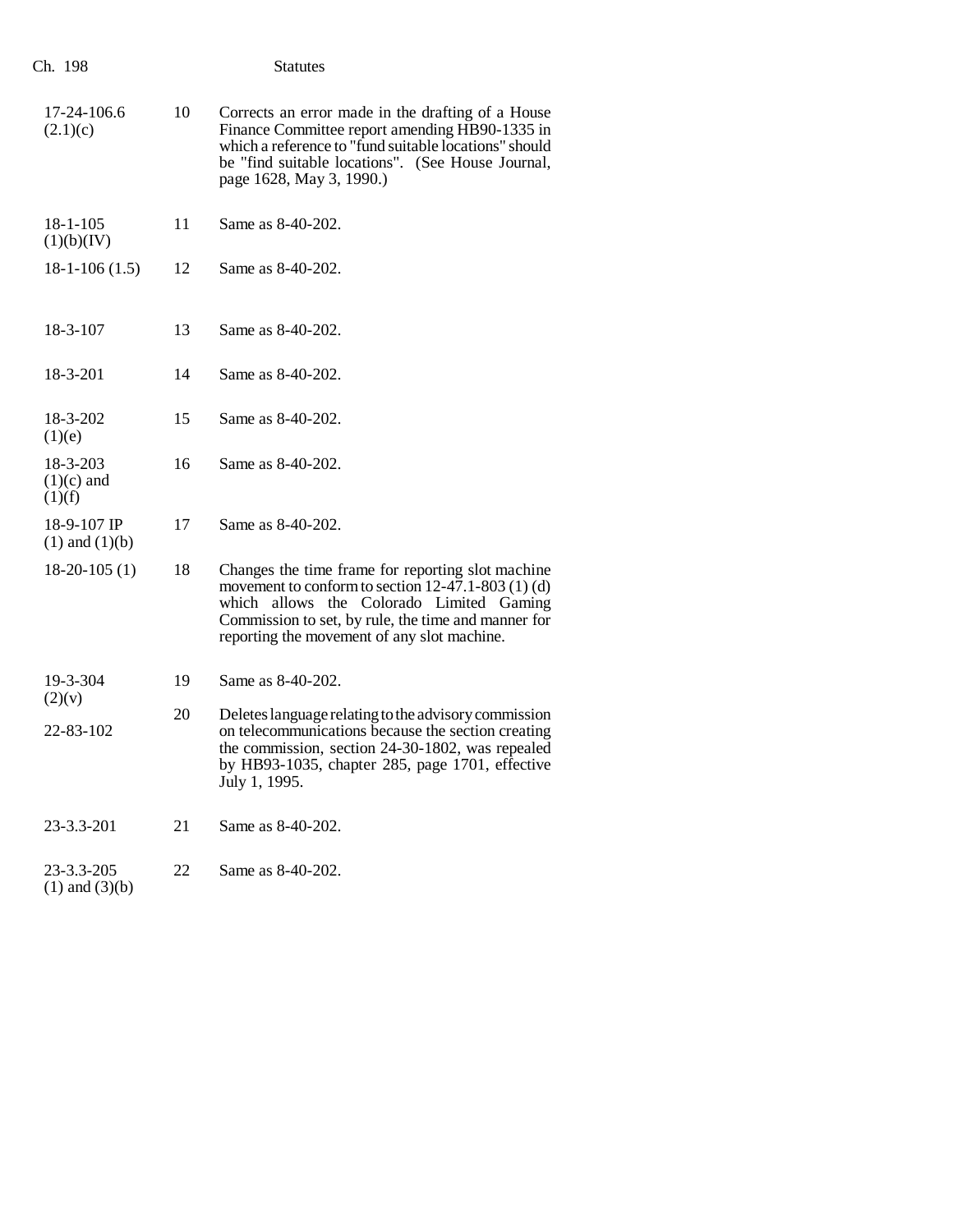| | | |
|---|---|---|
| 17-24-106.6 (2.1)(c) | 10 | Corrects an error made in the drafting of a House Finance Committee report amending HB90-1335 in which a reference to "fund suitable locations" should be "find suitable locations". (See House Journal, page 1628, May 3, 1990.) |
| 18-1-105 (1)(b)(IV) | 11 | Same as 8-40-202. |
| 18-1-106 (1.5) | 12 | Same as 8-40-202. |
| 18-3-107 | 13 | Same as 8-40-202. |
| 18-3-201 | 14 | Same as 8-40-202. |
| 18-3-202 (1)(e) | 15 | Same as 8-40-202. |
| 18-3-203 (1)(c) and (1)(f) | 16 | Same as 8-40-202. |
| 18-9-107 IP (1) and (1)(b) | 17 | Same as 8-40-202. |
| 18-20-105 (1) | 18 | Changes the time frame for reporting slot machine movement to conform to section 12-47.1-803 (1) (d) which allows the Colorado Limited Gaming Commission to set, by rule, the time and manner for reporting the movement of any slot machine. |
| 19-3-304 (2)(v) | 19 | Same as 8-40-202. |
| 22-83-102 | 20 | Deletes language relating to the advisory commission on telecommunications because the section creating the commission, section 24-30-1802, was repealed by HB93-1035, chapter 285, page 1701, effective July 1, 1995. |
| 23-3.3-201 | 21 | Same as 8-40-202. |
| 23-3.3-205 (1) and (3)(b) | 22 | Same as 8-40-202. |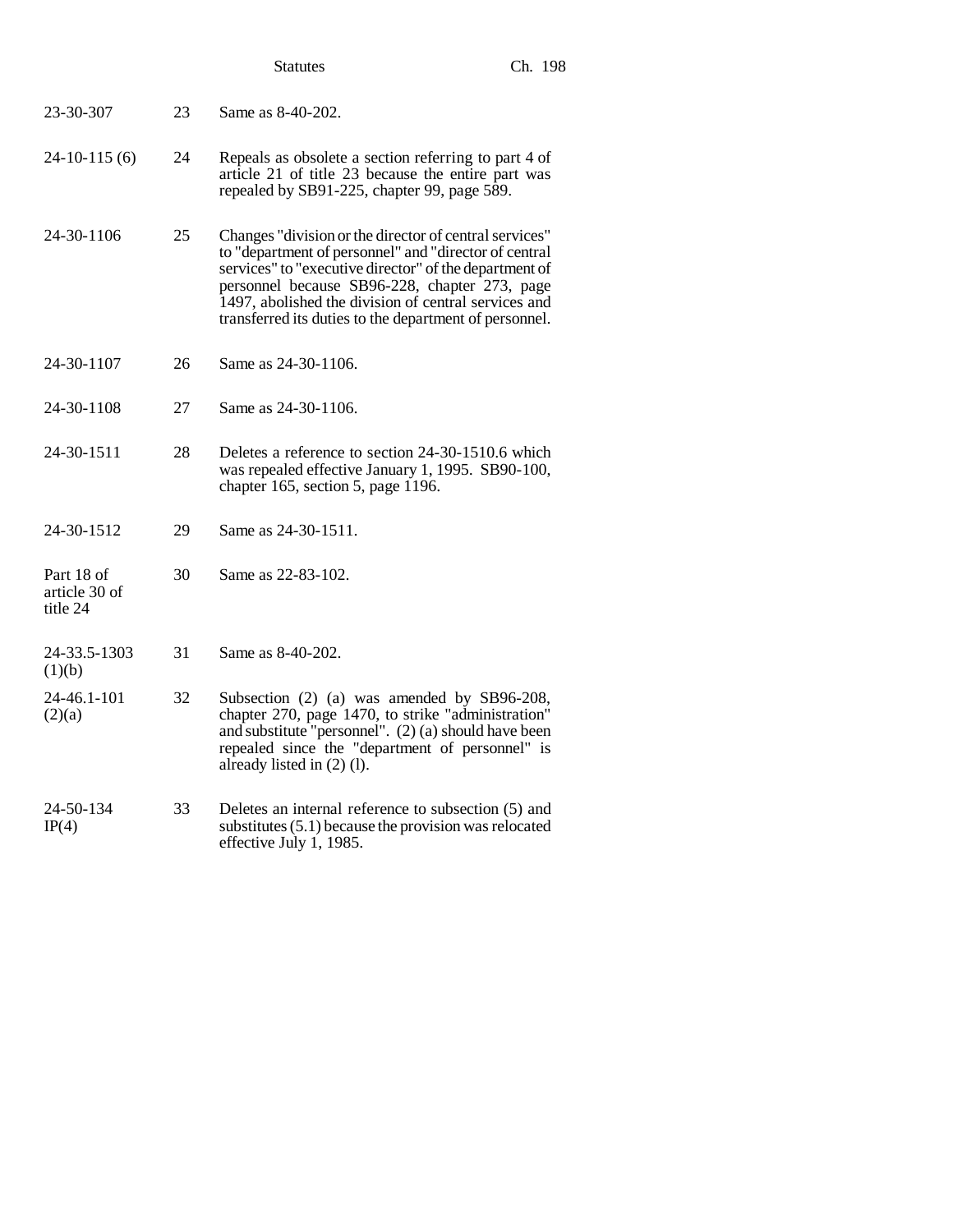| | | |
|---|---|---|
| 23-30-307 | 23 | Same as 8-40-202. |
| 24-10-115 (6) | 24 | Repeals as obsolete a section referring to part 4 of article 21 of title 23 because the entire part was repealed by SB91-225, chapter 99, page 589. |
| 24-30-1106 | 25 | Changes "division or the director of central services" to "department of personnel" and "director of central services" to "executive director" of the department of personnel because SB96-228, chapter 273, page 1497, abolished the division of central services and transferred its duties to the department of personnel. |
| 24-30-1107 | 26 | Same as 24-30-1106. |
| 24-30-1108 | 27 | Same as 24-30-1106. |
| 24-30-1511 | 28 | Deletes a reference to section 24-30-1510.6 which was repealed effective January 1, 1995. SB90-100, chapter 165, section 5, page 1196. |
| 24-30-1512 | 29 | Same as 24-30-1511. |
| Part 18 of article 30 of title 24 | 30 | Same as 22-83-102. |
| 24-33.5-1303 (1)(b) | 31 | Same as 8-40-202. |
| 24-46.1-101 (2)(a) | 32 | Subsection (2) (a) was amended by SB96-208, chapter 270, page 1470, to strike "administration" and substitute "personnel". (2) (a) should have been repealed since the "department of personnel" is already listed in (2) (l). |
| 24-50-134 IP(4) | 33 | Deletes an internal reference to subsection (5) and substitutes (5.1) because the provision was relocated effective July 1, 1985. |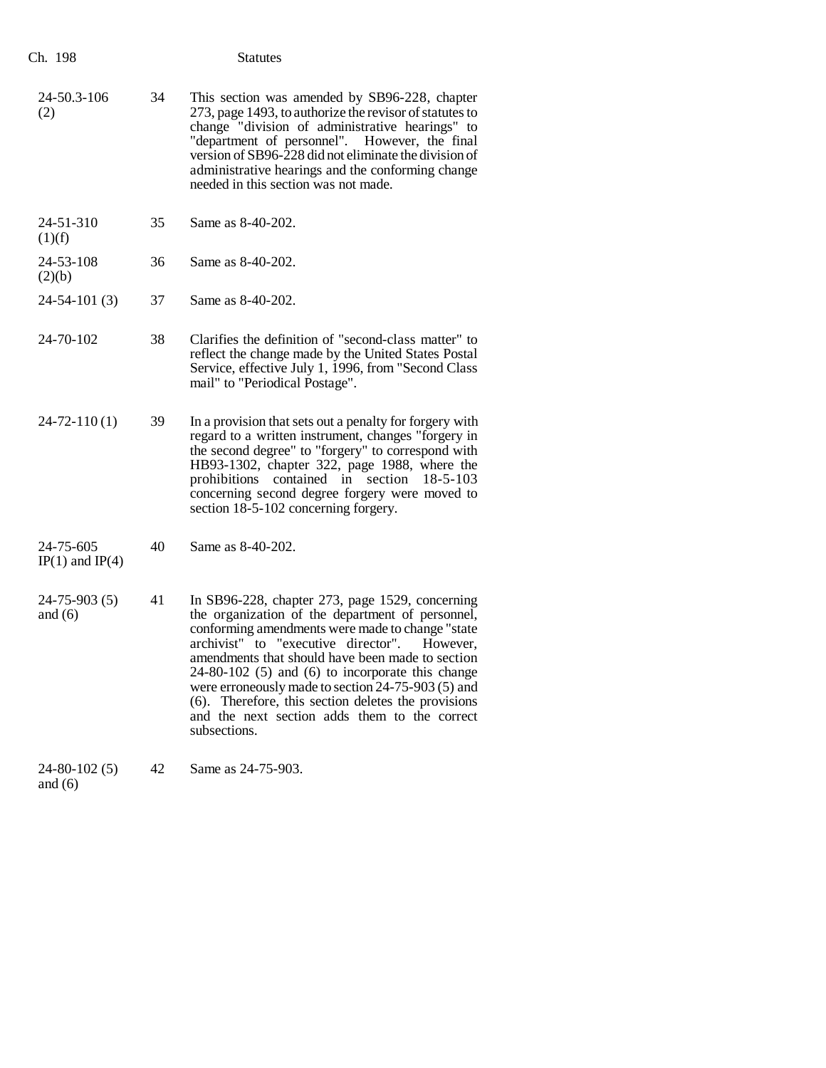| | | |
|---|---|---|
| 24-50.3-106 (2) | 34 | This section was amended by SB96-228, chapter 273, page 1493, to authorize the revisor of statutes to change "division of administrative hearings" to "department of personnel". However, the final version of SB96-228 did not eliminate the division of administrative hearings and the conforming change needed in this section was not made. |
| 24-51-310 (1)(f) | 35 | Same as 8-40-202. |
| 24-53-108 (2)(b) | 36 | Same as 8-40-202. |
| 24-54-101 (3) | 37 | Same as 8-40-202. |
| 24-70-102 | 38 | Clarifies the definition of "second-class matter" to reflect the change made by the United States Postal Service, effective July 1, 1996, from "Second Class mail" to "Periodical Postage". |
| 24-72-110 (1) | 39 | In a provision that sets out a penalty for forgery with regard to a written instrument, changes "forgery in the second degree" to "forgery" to correspond with HB93-1302, chapter 322, page 1988, where the prohibitions contained in section 18-5-103 concerning second degree forgery were moved to section 18-5-102 concerning forgery. |
| 24-75-605 IP(1) and IP(4) | 40 | Same as 8-40-202. |
| 24-75-903 (5) and (6) | 41 | In SB96-228, chapter 273, page 1529, concerning the organization of the department of personnel, conforming amendments were made to change "state archivist" to "executive director". However, amendments that should have been made to section 24-80-102 (5) and (6) to incorporate this change were erroneously made to section 24-75-903 (5) and (6). Therefore, this section deletes the provisions and the next section adds them to the correct subsections. |
| 24-80-102 (5) and (6) | 42 | Same as 24-75-903. |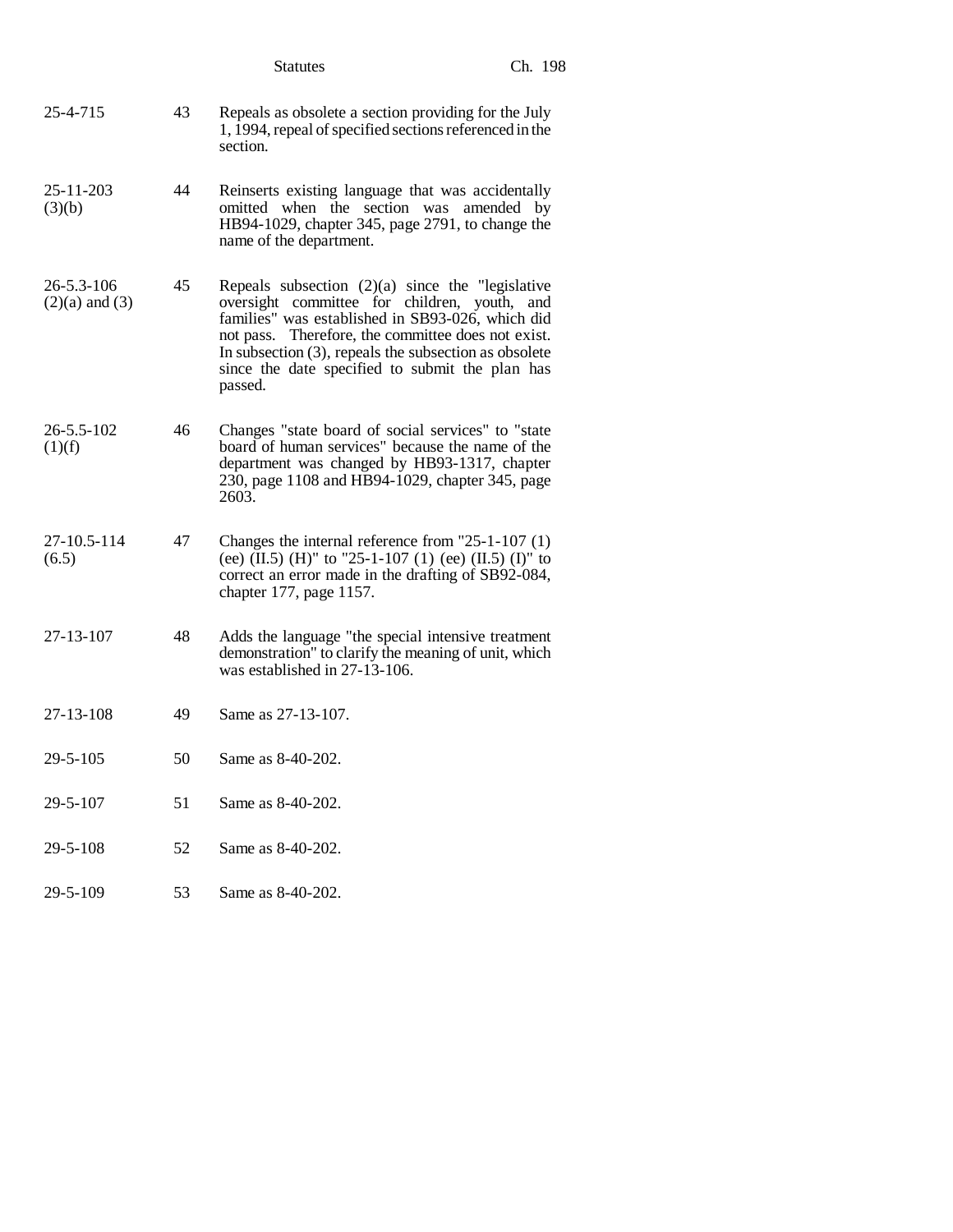| | | |
|---|---|---|
| 25-4-715 | 43 | Repeals as obsolete a section providing for the July 1, 1994, repeal of specified sections referenced in the section. |
| 25-11-203 (3)(b) | 44 | Reinserts existing language that was accidentally omitted when the section was amended by HB94-1029, chapter 345, page 2791, to change the name of the department. |
| 26-5.3-106 (2)(a) and (3) | 45 | Repeals subsection (2)(a) since the "legislative oversight committee for children, youth, and families" was established in SB93-026, which did not pass. Therefore, the committee does not exist. In subsection (3), repeals the subsection as obsolete since the date specified to submit the plan has passed. |
| 26-5.5-102 (1)(f) | 46 | Changes "state board of social services" to "state board of human services" because the name of the department was changed by HB93-1317, chapter 230, page 1108 and HB94-1029, chapter 345, page 2603. |
| 27-10.5-114 (6.5) | 47 | Changes the internal reference from "25-1-107 (1) (ee) (II.5) (H)" to "25-1-107 (1) (ee) (II.5) (I)" to correct an error made in the drafting of SB92-084, chapter 177, page 1157. |
| 27-13-107 | 48 | Adds the language "the special intensive treatment demonstration" to clarify the meaning of unit, which was established in 27-13-106. |
| 27-13-108 | 49 | Same as 27-13-107. |
| 29-5-105 | 50 | Same as 8-40-202. |
| 29-5-107 | 51 | Same as 8-40-202. |
| 29-5-108 | 52 | Same as 8-40-202. |
| 29-5-109 | 53 | Same as 8-40-202. |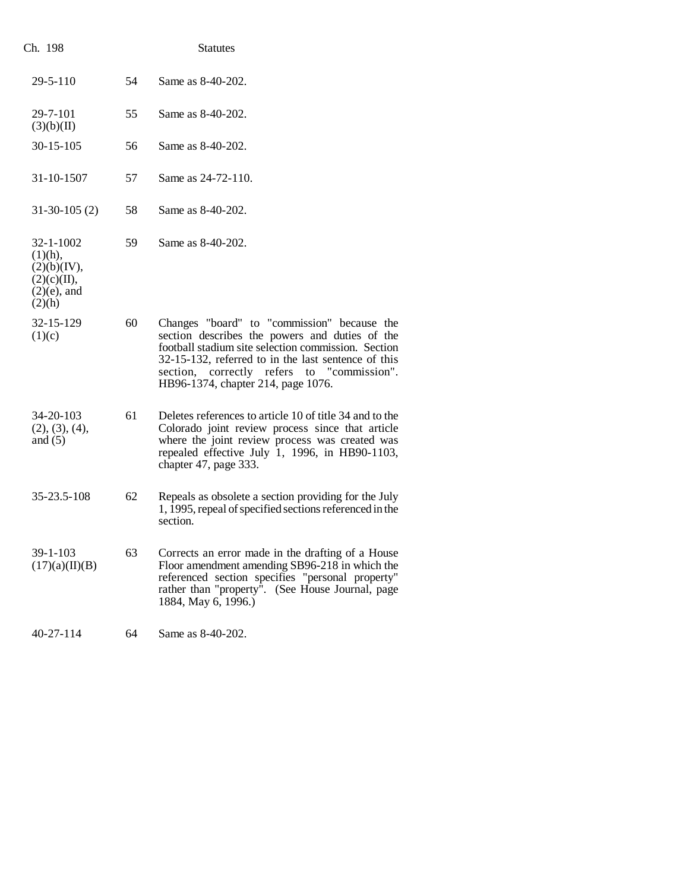| | | |
|---|---|---|
| 29-5-110 | 54 | Same as 8-40-202. |
| 29-7-101 (3)(b)(II) | 55 | Same as 8-40-202. |
| 30-15-105 | 56 | Same as 8-40-202. |
| 31-10-1507 | 57 | Same as 24-72-110. |
| 31-30-105 (2) | 58 | Same as 8-40-202. |
| 32-1-1002 (1)(h), (2)(b)(IV), (2)(c)(II), (2)(e), and (2)(h) | 59 | Same as 8-40-202. |
| 32-15-129 (1)(c) | 60 | Changes "board" to "commission" because the section describes the powers and duties of the football stadium site selection commission. Section 32-15-132, referred to in the last sentence of this section, correctly refers to "commission". HB96-1374, chapter 214, page 1076. |
| 34-20-103 (2), (3), (4), and (5) | 61 | Deletes references to article 10 of title 34 and to the Colorado joint review process since that article where the joint review process was created was repealed effective July 1, 1996, in HB90-1103, chapter 47, page 333. |
| 35-23.5-108 | 62 | Repeals as obsolete a section providing for the July 1, 1995, repeal of specified sections referenced in the section. |
| 39-1-103 (17)(a)(II)(B) | 63 | Corrects an error made in the drafting of a House Floor amendment amending SB96-218 in which the referenced section specifies "personal property" rather than "property". (See House Journal, page 1884, May 6, 1996.) |
| 40-27-114 | 64 | Same as 8-40-202. |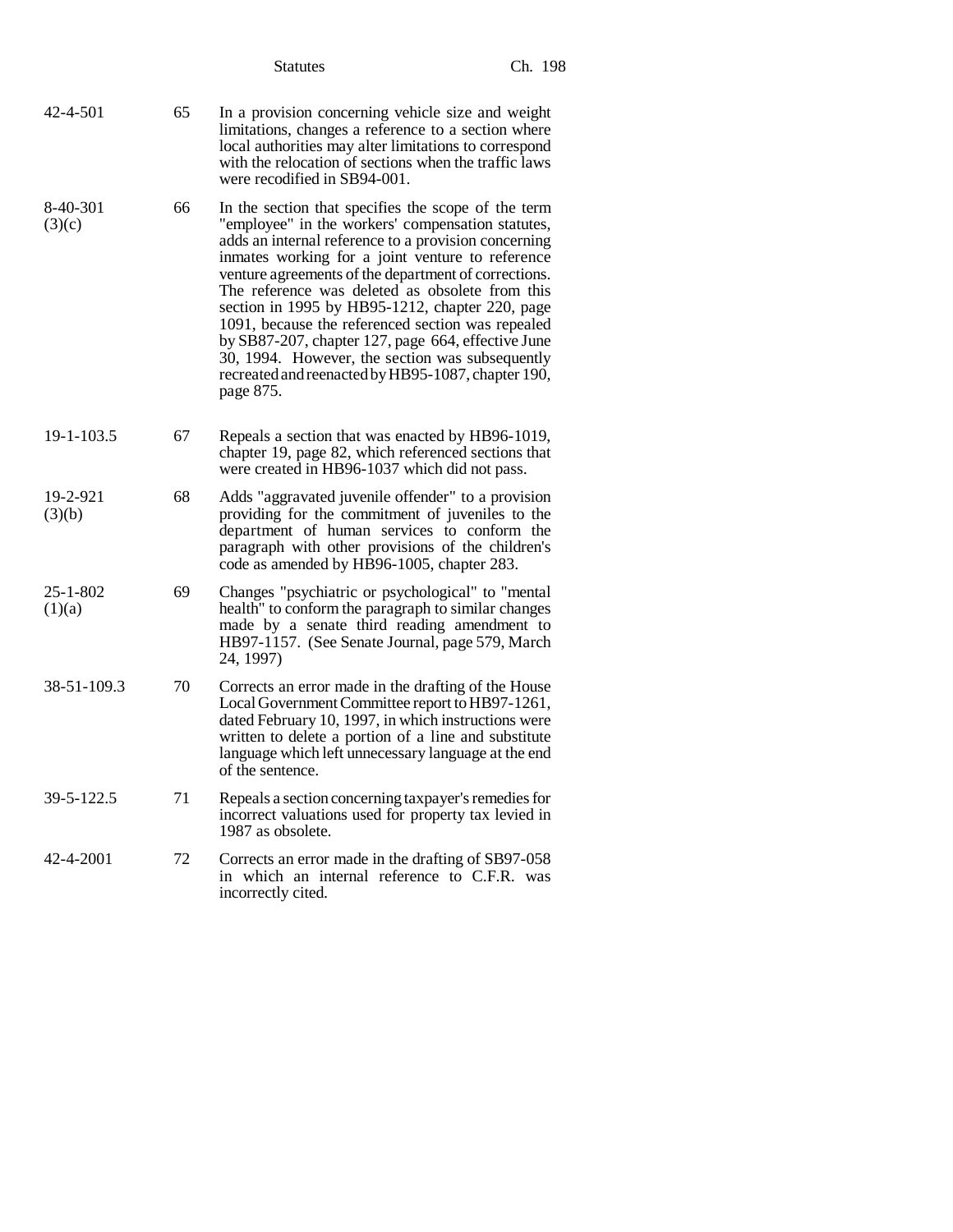| | | |
|---|---|---|
| 42-4-501 | 65 | In a provision concerning vehicle size and weight limitations, changes a reference to a section where local authorities may alter limitations to correspond with the relocation of sections when the traffic laws were recodified in SB94-001. |
| 8-40-301 (3)(c) | 66 | In the section that specifies the scope of the term "employee" in the workers' compensation statutes, adds an internal reference to a provision concerning inmates working for a joint venture to reference venture agreements of the department of corrections. The reference was deleted as obsolete from this section in 1995 by HB95-1212, chapter 220, page 1091, because the referenced section was repealed by SB87-207, chapter 127, page 664, effective June 30, 1994. However, the section was subsequently recreated and reenacted by HB95-1087, chapter 190, page 875. |
| 19-1-103.5 | 67 | Repeals a section that was enacted by HB96-1019, chapter 19, page 82, which referenced sections that were created in HB96-1037 which did not pass. |
| 19-2-921 (3)(b) | 68 | Adds "aggravated juvenile offender" to a provision providing for the commitment of juveniles to the department of human services to conform the paragraph with other provisions of the children's code as amended by HB96-1005, chapter 283. |
| 25-1-802 (1)(a) | 69 | Changes "psychiatric or psychological" to "mental health" to conform the paragraph to similar changes made by a senate third reading amendment to HB97-1157. (See Senate Journal, page 579, March 24, 1997) |
| 38-51-109.3 | 70 | Corrects an error made in the drafting of the House Local Government Committee report to HB97-1261, dated February 10, 1997, in which instructions were written to delete a portion of a line and substitute language which left unnecessary language at the end of the sentence. |
| 39-5-122.5 | 71 | Repeals a section concerning taxpayer's remedies for incorrect valuations used for property tax levied in 1987 as obsolete. |
| 42-4-2001 | 72 | Corrects an error made in the drafting of SB97-058 in which an internal reference to C.F.R. was incorrectly cited. |